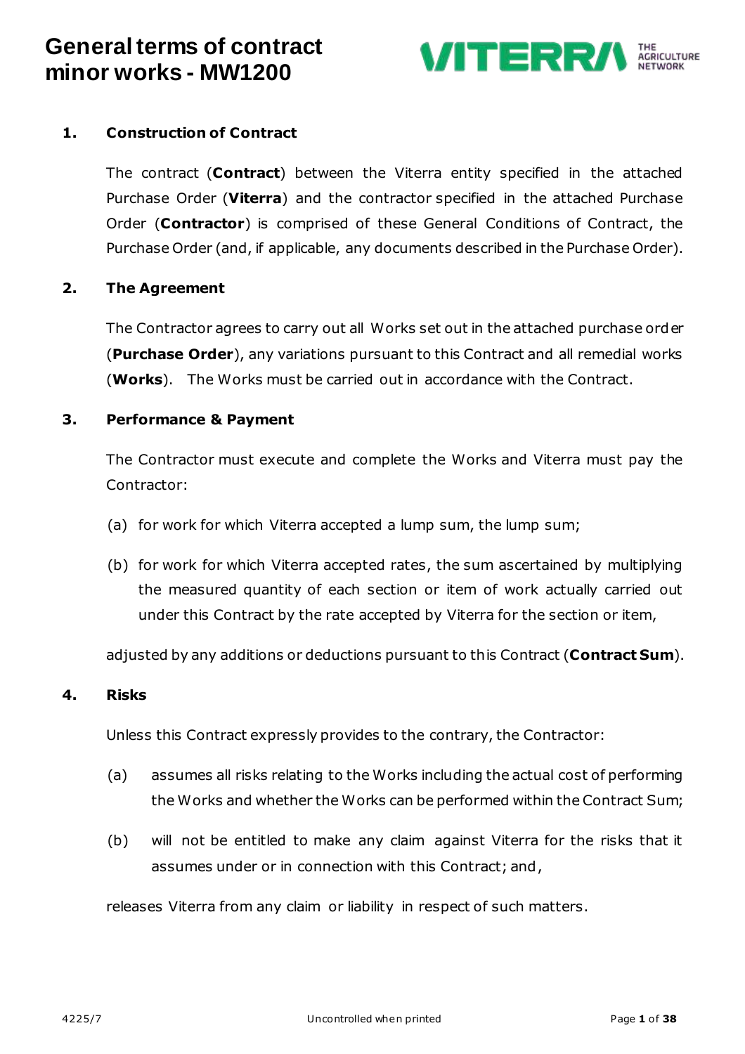# General terms of contract minor works - MW1200

## 1. Construction of Contract

The contract (**Contract**) between the Viterra entity specified in the attached Purchase Order (**Viterra**) and the contractor specified in the attached Purchase Order (**Contractor**) is comprised of these General Conditions of Contract, the Purchase Order (and, if applicable, any documents described in the Purchase Order).

## 2. The Agreement

The Contractor agrees to carry out all Works set out in the attached purchase order (**Purchase Order**), any variations pursuant to this Contract and all remedial works (**Works**). The Works must be carried out in accordance with the Contract.

## 3. Performance & Payment

The Contractor must execute and complete the Works and Viterra must pay the Contractor:

(a) for work for which Viterra accepted a lump sum, the lump sum;

(b) for work for which Viterra accepted rates, the sum ascertained by multiplying the measured quantity of each section or item of work actually carried out under this Contract by the rate accepted by Viterra for the section or item,

adjusted by any additions or deductions pursuant to this Contract (**Contract Sum**).

## 4. Risks

Unless this Contract expressly provides to the contrary, the Contractor:

(a) assumes all risks relating to the Works including the actual cost of performing the Works and whether the Works can be performed within the Contract Sum;

(b) will not be entitled to make any claim against Viterra for the risks that it assumes under or in connection with this Contract; and,

releases Viterra from any claim or liability in respect of such matters.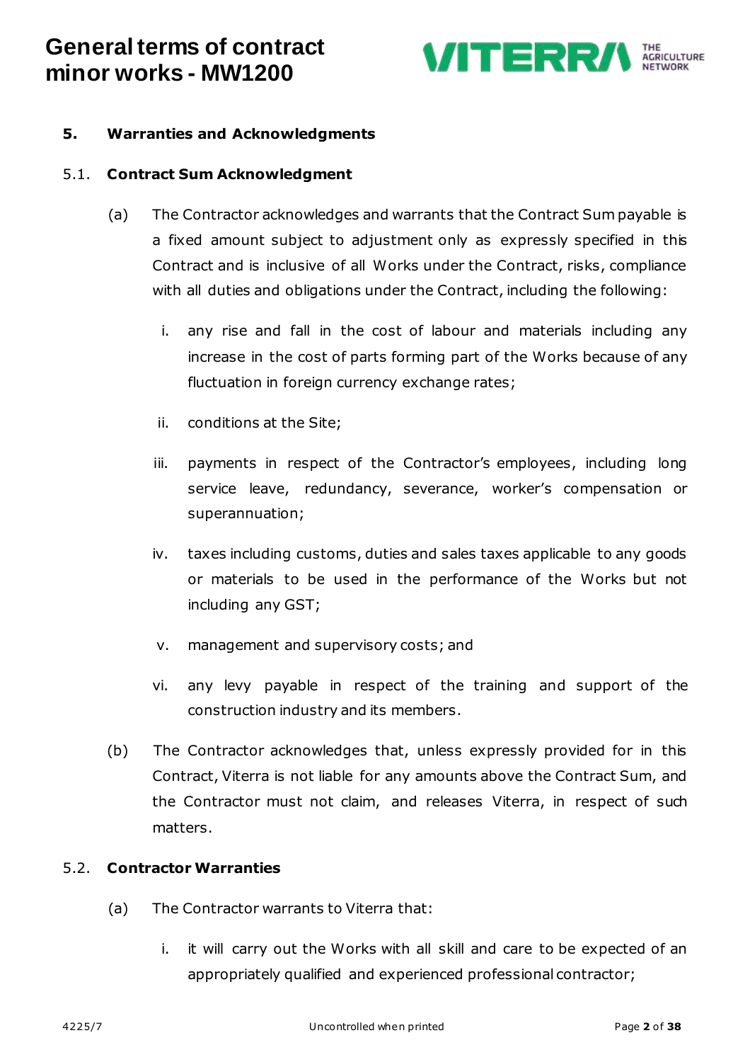## 5. Warranties and Acknowledgments

### 5.1. Contract Sum Acknowledgment

(a) The Contractor acknowledges and warrants that the Contract Sum payable is a fixed amount subject to adjustment only as expressly specified in this Contract and is inclusive of all Works under the Contract, risks, compliance with all duties and obligations under the Contract, including the following:

i. any rise and fall in the cost of labour and materials including any increase in the cost of parts forming part of the Works because of any fluctuation in foreign currency exchange rates;

ii. conditions at the Site;

iii. payments in respect of the Contractor's employees, including long service leave, redundancy, severance, worker's compensation or superannuation;

iv. taxes including customs, duties and sales taxes applicable to any goods or materials to be used in the performance of the Works but not including any GST;

v. management and supervisory costs; and

vi. any levy payable in respect of the training and support of the construction industry and its members.

(b) The Contractor acknowledges that, unless expressly provided for in this Contract, Viterra is not liable for any amounts above the Contract Sum, and the Contractor must not claim, and releases Viterra, in respect of such matters.

### 5.2. Contractor Warranties

(a) The Contractor warrants to Viterra that:

i. it will carry out the Works with all skill and care to be expected of an appropriately qualified and experienced professional contractor;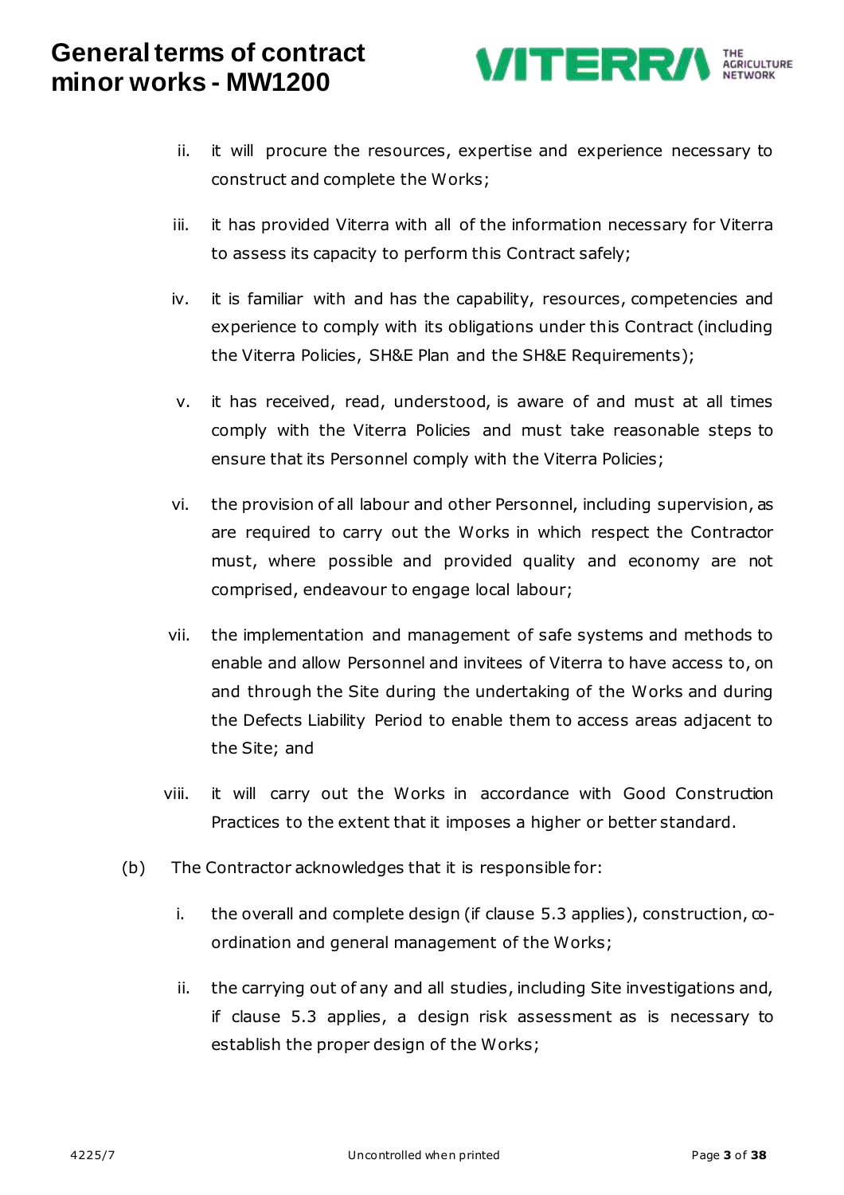ii. it will procure the resources, expertise and experience necessary to construct and complete the Works;

iii. it has provided Viterra with all of the information necessary for Viterra to assess its capacity to perform this Contract safely;

iv. it is familiar with and has the capability, resources, competencies and experience to comply with its obligations under this Contract (including the Viterra Policies, SH&E Plan and the SH&E Requirements);

v. it has received, read, understood, is aware of and must at all times comply with the Viterra Policies and must take reasonable steps to ensure that its Personnel comply with the Viterra Policies;

vi. the provision of all labour and other Personnel, including supervision, as are required to carry out the Works in which respect the Contractor must, where possible and provided quality and economy are not comprised, endeavour to engage local labour;

vii. the implementation and management of safe systems and methods to enable and allow Personnel and invitees of Viterra to have access to, on and through the Site during the undertaking of the Works and during the Defects Liability Period to enable them to access areas adjacent to the Site; and

viii. it will carry out the Works in accordance with Good Construction Practices to the extent that it imposes a higher or better standard.

(b) The Contractor acknowledges that it is responsible for:

i. the overall and complete design (if clause 5.3 applies), construction, co-ordination and general management of the Works;

ii. the carrying out of any and all studies, including Site investigations and, if clause 5.3 applies, a design risk assessment as is necessary to establish the proper design of the Works;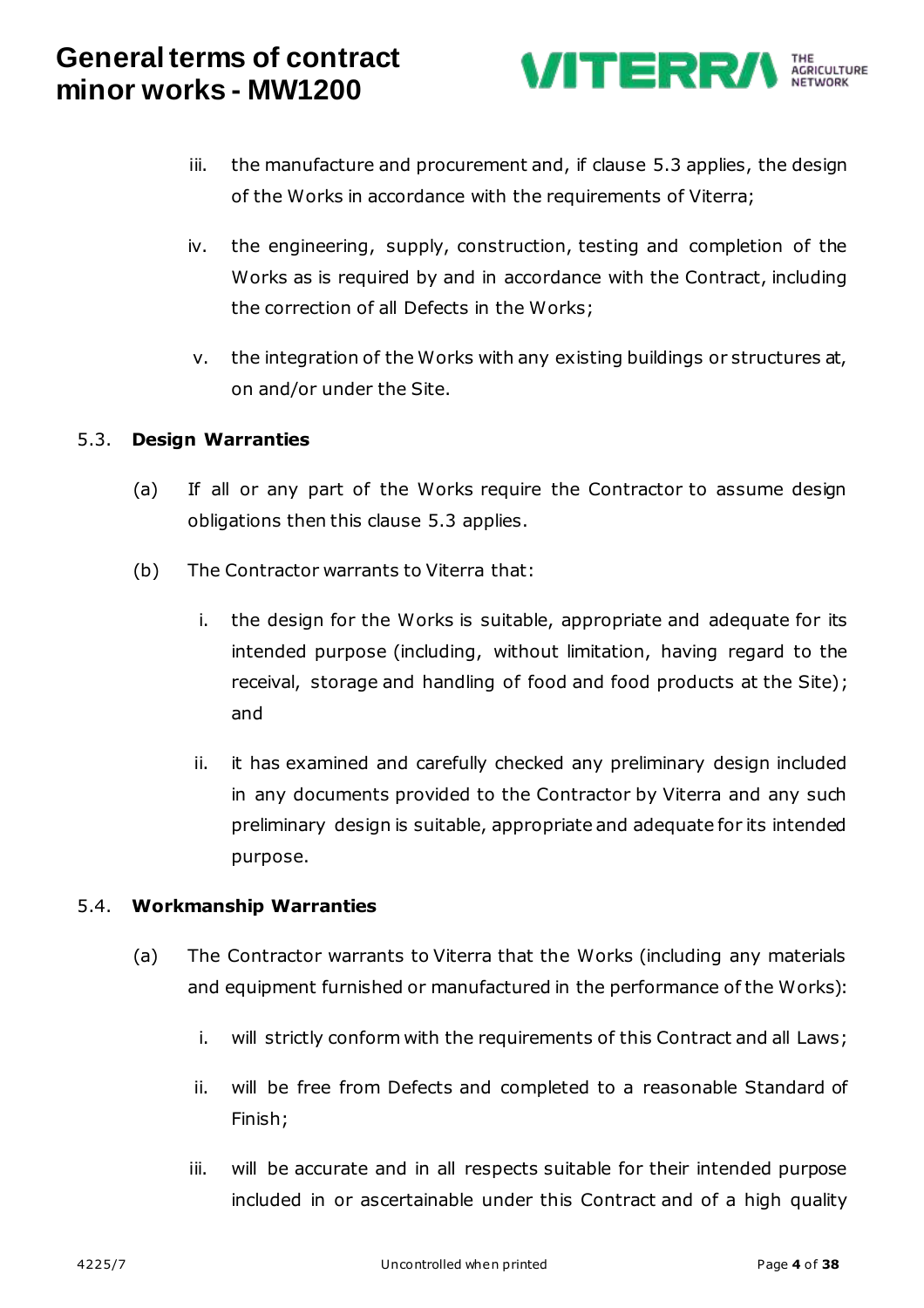iii. the manufacture and procurement and, if clause 5.3 applies, the design of the Works in accordance with the requirements of Viterra;

iv. the engineering, supply, construction, testing and completion of the Works as is required by and in accordance with the Contract, including the correction of all Defects in the Works;

v. the integration of the Works with any existing buildings or structures at, on and/or under the Site.

### 5.3. Design Warranties

(a) If all or any part of the Works require the Contractor to assume design obligations then this clause 5.3 applies.

(b) The Contractor warrants to Viterra that:

i. the design for the Works is suitable, appropriate and adequate for its intended purpose (including, without limitation, having regard to the receival, storage and handling of food and food products at the Site); and

ii. it has examined and carefully checked any preliminary design included in any documents provided to the Contractor by Viterra and any such preliminary design is suitable, appropriate and adequate for its intended purpose.

### 5.4. Workmanship Warranties

(a) The Contractor warrants to Viterra that the Works (including any materials and equipment furnished or manufactured in the performance of the Works):

i. will strictly conform with the requirements of this Contract and all Laws;

ii. will be free from Defects and completed to a reasonable Standard of Finish;

iii. will be accurate and in all respects suitable for their intended purpose included in or ascertainable under this Contract and of a high quality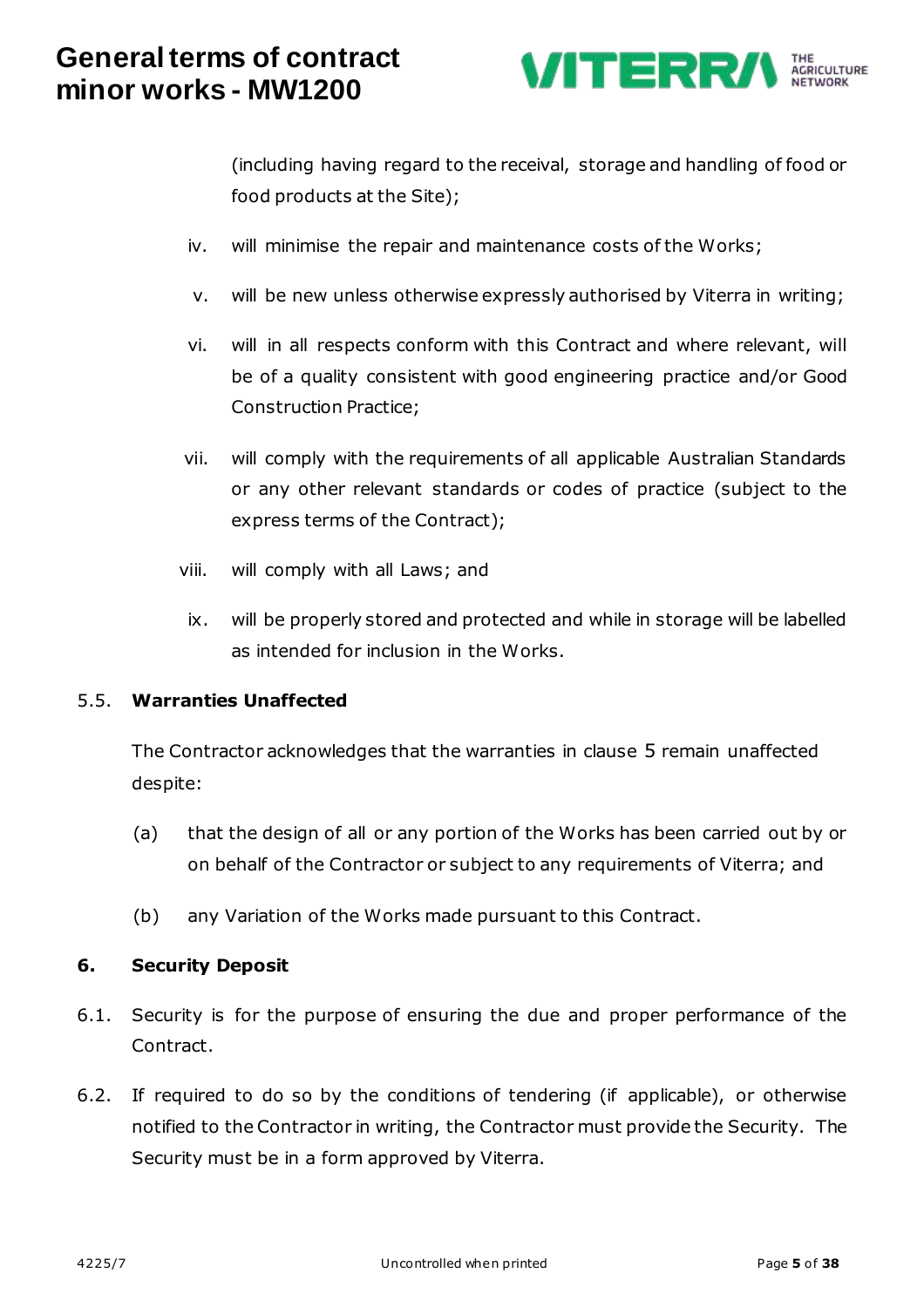(including having regard to the receival, storage and handling of food or food products at the Site);

iv. will minimise the repair and maintenance costs of the Works;

v. will be new unless otherwise expressly authorised by Viterra in writing;

vi. will in all respects conform with this Contract and where relevant, will be of a quality consistent with good engineering practice and/or Good Construction Practice;

vii. will comply with the requirements of all applicable Australian Standards or any other relevant standards or codes of practice (subject to the express terms of the Contract);

viii. will comply with all Laws; and

ix. will be properly stored and protected and while in storage will be labelled as intended for inclusion in the Works.

5.5. **Warranties Unaffected**

The Contractor acknowledges that the warranties in clause 5 remain unaffected despite:

(a) that the design of all or any portion of the Works has been carried out by or on behalf of the Contractor or subject to any requirements of Viterra; and

(b) any Variation of the Works made pursuant to this Contract.

## 6. Security Deposit

6.1. Security is for the purpose of ensuring the due and proper performance of the Contract.

6.2. If required to do so by the conditions of tendering (if applicable), or otherwise notified to the Contractor in writing, the Contractor must provide the Security. The Security must be in a form approved by Viterra.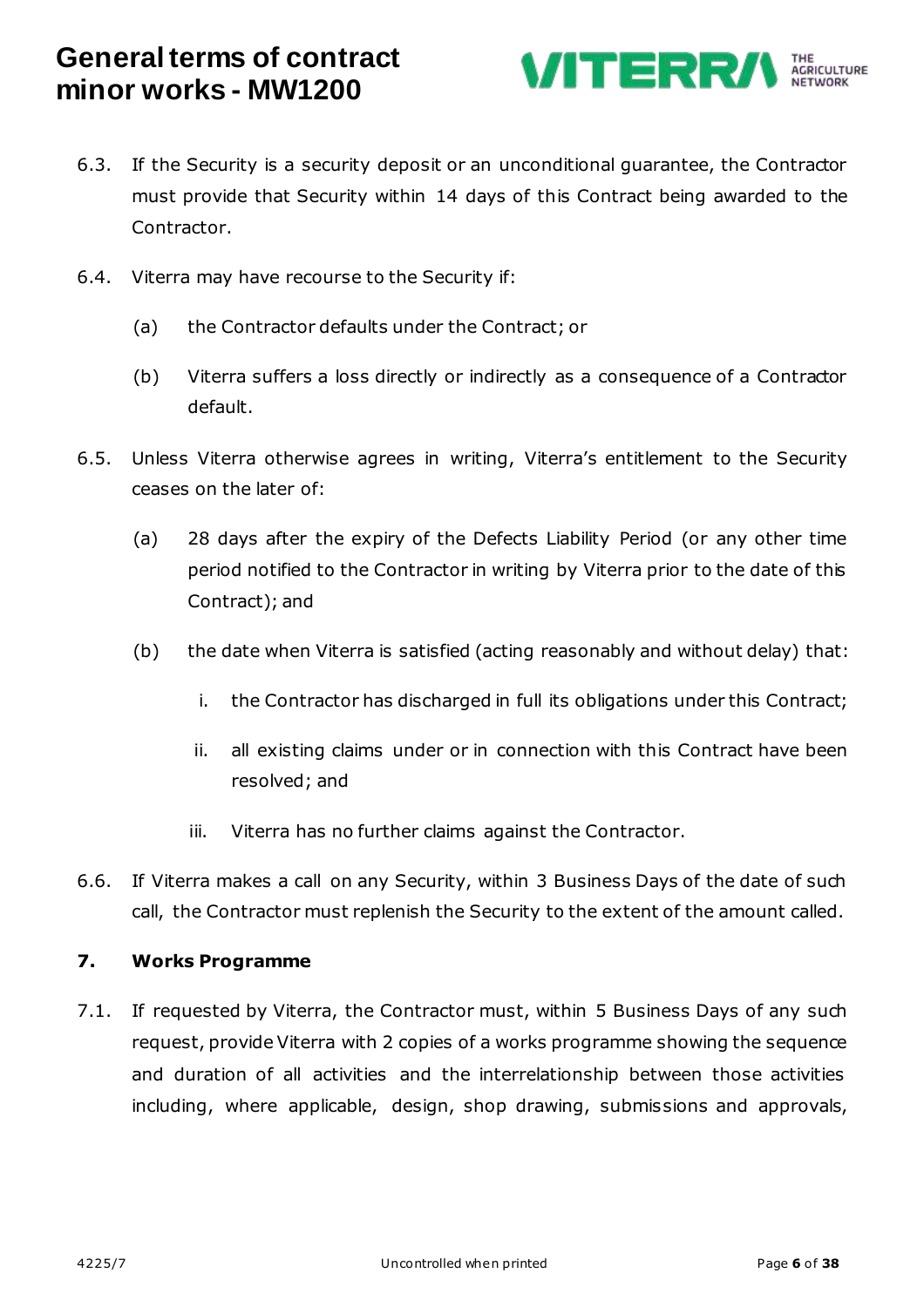6.3. If the Security is a security deposit or an unconditional guarantee, the Contractor must provide that Security within 14 days of this Contract being awarded to the Contractor.

6.4. Viterra may have recourse to the Security if:

(a) the Contractor defaults under the Contract; or

(b) Viterra suffers a loss directly or indirectly as a consequence of a Contractor default.

6.5. Unless Viterra otherwise agrees in writing, Viterra's entitlement to the Security ceases on the later of:

(a) 28 days after the expiry of the Defects Liability Period (or any other time period notified to the Contractor in writing by Viterra prior to the date of this Contract); and

(b) the date when Viterra is satisfied (acting reasonably and without delay) that:

i. the Contractor has discharged in full its obligations under this Contract;

ii. all existing claims under or in connection with this Contract have been resolved; and

iii. Viterra has no further claims against the Contractor.

6.6. If Viterra makes a call on any Security, within 3 Business Days of the date of such call, the Contractor must replenish the Security to the extent of the amount called.

## 7. Works Programme

7.1. If requested by Viterra, the Contractor must, within 5 Business Days of any such request, provide Viterra with 2 copies of a works programme showing the sequence and duration of all activities and the interrelationship between those activities including, where applicable, design, shop drawing, submissions and approvals,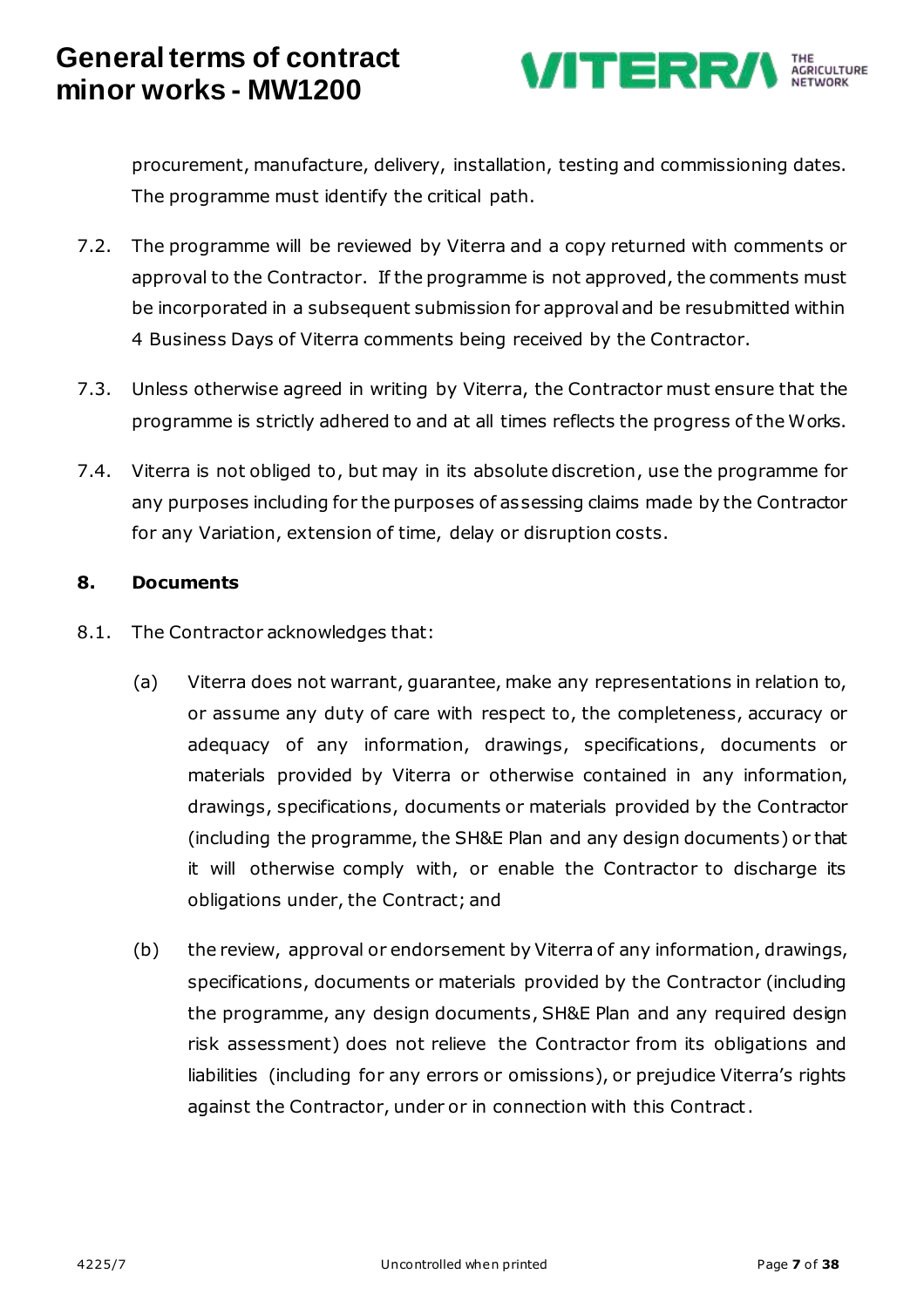procurement, manufacture, delivery, installation, testing and commissioning dates. The programme must identify the critical path.

7.2. The programme will be reviewed by Viterra and a copy returned with comments or approval to the Contractor. If the programme is not approved, the comments must be incorporated in a subsequent submission for approval and be resubmitted within 4 Business Days of Viterra comments being received by the Contractor.

7.3. Unless otherwise agreed in writing by Viterra, the Contractor must ensure that the programme is strictly adhered to and at all times reflects the progress of the Works.

7.4. Viterra is not obliged to, but may in its absolute discretion, use the programme for any purposes including for the purposes of assessing claims made by the Contractor for any Variation, extension of time, delay or disruption costs.

## 8. Documents

8.1. The Contractor acknowledges that:

(a) Viterra does not warrant, guarantee, make any representations in relation to, or assume any duty of care with respect to, the completeness, accuracy or adequacy of any information, drawings, specifications, documents or materials provided by Viterra or otherwise contained in any information, drawings, specifications, documents or materials provided by the Contractor (including the programme, the SH&E Plan and any design documents) or that it will otherwise comply with, or enable the Contractor to discharge its obligations under, the Contract; and

(b) the review, approval or endorsement by Viterra of any information, drawings, specifications, documents or materials provided by the Contractor (including the programme, any design documents, SH&E Plan and any required design risk assessment) does not relieve the Contractor from its obligations and liabilities (including for any errors or omissions), or prejudice Viterra's rights against the Contractor, under or in connection with this Contract.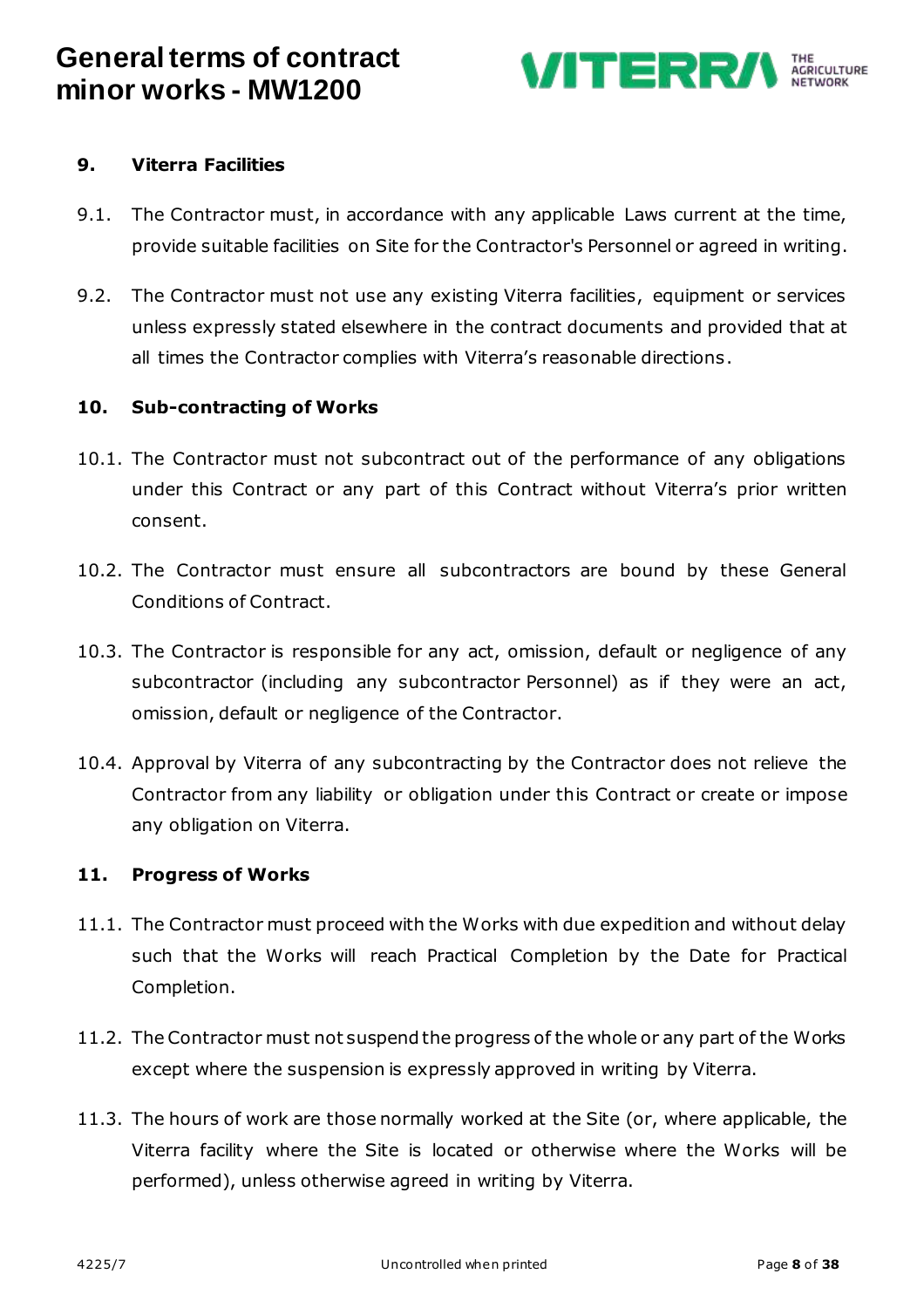## 9. Viterra Facilities

9.1. The Contractor must, in accordance with any applicable Laws current at the time, provide suitable facilities on Site for the Contractor's Personnel or agreed in writing.

9.2. The Contractor must not use any existing Viterra facilities, equipment or services unless expressly stated elsewhere in the contract documents and provided that at all times the Contractor complies with Viterra's reasonable directions.

## 10. Sub-contracting of Works

10.1. The Contractor must not subcontract out of the performance of any obligations under this Contract or any part of this Contract without Viterra's prior written consent.

10.2. The Contractor must ensure all subcontractors are bound by these General Conditions of Contract.

10.3. The Contractor is responsible for any act, omission, default or negligence of any subcontractor (including any subcontractor Personnel) as if they were an act, omission, default or negligence of the Contractor.

10.4. Approval by Viterra of any subcontracting by the Contractor does not relieve the Contractor from any liability or obligation under this Contract or create or impose any obligation on Viterra.

## 11. Progress of Works

11.1. The Contractor must proceed with the Works with due expedition and without delay such that the Works will reach Practical Completion by the Date for Practical Completion.

11.2. The Contractor must not suspend the progress of the whole or any part of the Works except where the suspension is expressly approved in writing by Viterra.

11.3. The hours of work are those normally worked at the Site (or, where applicable, the Viterra facility where the Site is located or otherwise where the Works will be performed), unless otherwise agreed in writing by Viterra.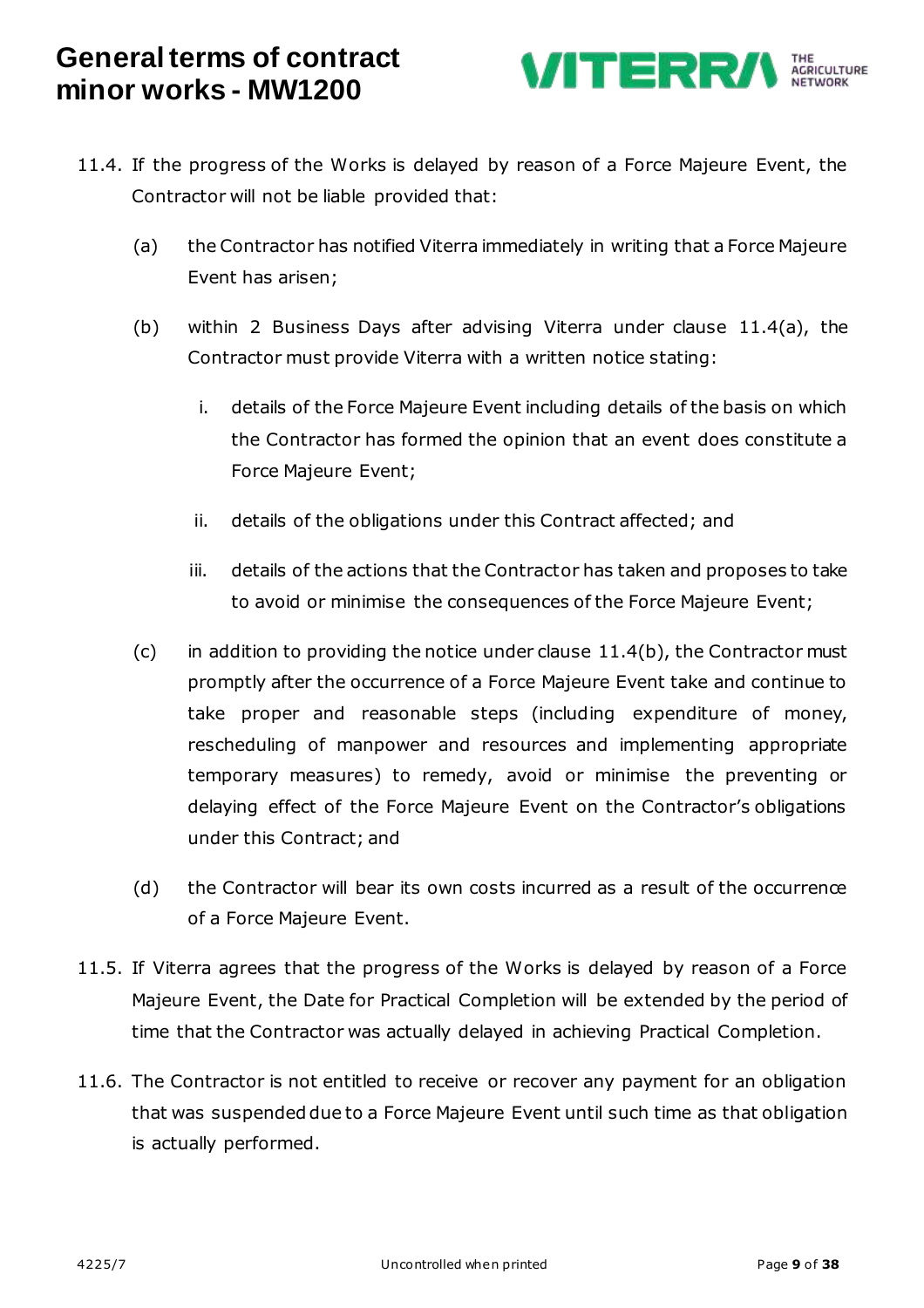11.4. If the progress of the Works is delayed by reason of a Force Majeure Event, the Contractor will not be liable provided that:

(a) the Contractor has notified Viterra immediately in writing that a Force Majeure Event has arisen;

(b) within 2 Business Days after advising Viterra under clause 11.4(a), the Contractor must provide Viterra with a written notice stating:

i. details of the Force Majeure Event including details of the basis on which the Contractor has formed the opinion that an event does constitute a Force Majeure Event;

ii. details of the obligations under this Contract affected; and

iii. details of the actions that the Contractor has taken and proposes to take to avoid or minimise the consequences of the Force Majeure Event;

(c) in addition to providing the notice under clause 11.4(b), the Contractor must promptly after the occurrence of a Force Majeure Event take and continue to take proper and reasonable steps (including expenditure of money, rescheduling of manpower and resources and implementing appropriate temporary measures) to remedy, avoid or minimise the preventing or delaying effect of the Force Majeure Event on the Contractor's obligations under this Contract; and

(d) the Contractor will bear its own costs incurred as a result of the occurrence of a Force Majeure Event.

11.5. If Viterra agrees that the progress of the Works is delayed by reason of a Force Majeure Event, the Date for Practical Completion will be extended by the period of time that the Contractor was actually delayed in achieving Practical Completion.

11.6. The Contractor is not entitled to receive or recover any payment for an obligation that was suspended due to a Force Majeure Event until such time as that obligation is actually performed.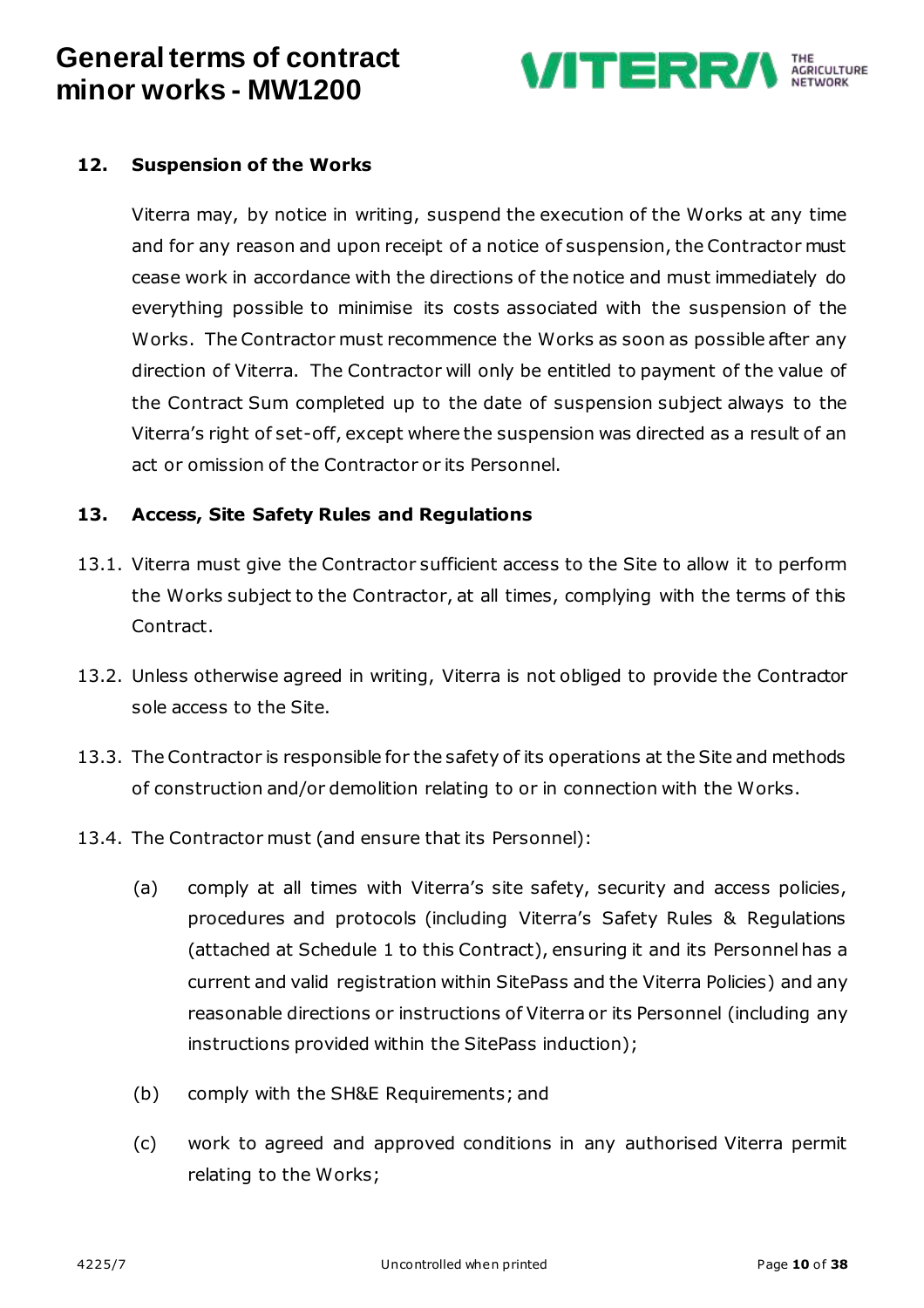## 12. Suspension of the Works

Viterra may, by notice in writing, suspend the execution of the Works at any time and for any reason and upon receipt of a notice of suspension, the Contractor must cease work in accordance with the directions of the notice and must immediately do everything possible to minimise its costs associated with the suspension of the Works. The Contractor must recommence the Works as soon as possible after any direction of Viterra. The Contractor will only be entitled to payment of the value of the Contract Sum completed up to the date of suspension subject always to the Viterra's right of set-off, except where the suspension was directed as a result of an act or omission of the Contractor or its Personnel.

## 13. Access, Site Safety Rules and Regulations

13.1. Viterra must give the Contractor sufficient access to the Site to allow it to perform the Works subject to the Contractor, at all times, complying with the terms of this Contract.

13.2. Unless otherwise agreed in writing, Viterra is not obliged to provide the Contractor sole access to the Site.

13.3. The Contractor is responsible for the safety of its operations at the Site and methods of construction and/or demolition relating to or in connection with the Works.

13.4. The Contractor must (and ensure that its Personnel):

(a) comply at all times with Viterra's site safety, security and access policies, procedures and protocols (including Viterra's Safety Rules & Regulations (attached at Schedule 1 to this Contract), ensuring it and its Personnel has a current and valid registration within SitePass and the Viterra Policies) and any reasonable directions or instructions of Viterra or its Personnel (including any instructions provided within the SitePass induction);

(b) comply with the SH&E Requirements; and

(c) work to agreed and approved conditions in any authorised Viterra permit relating to the Works;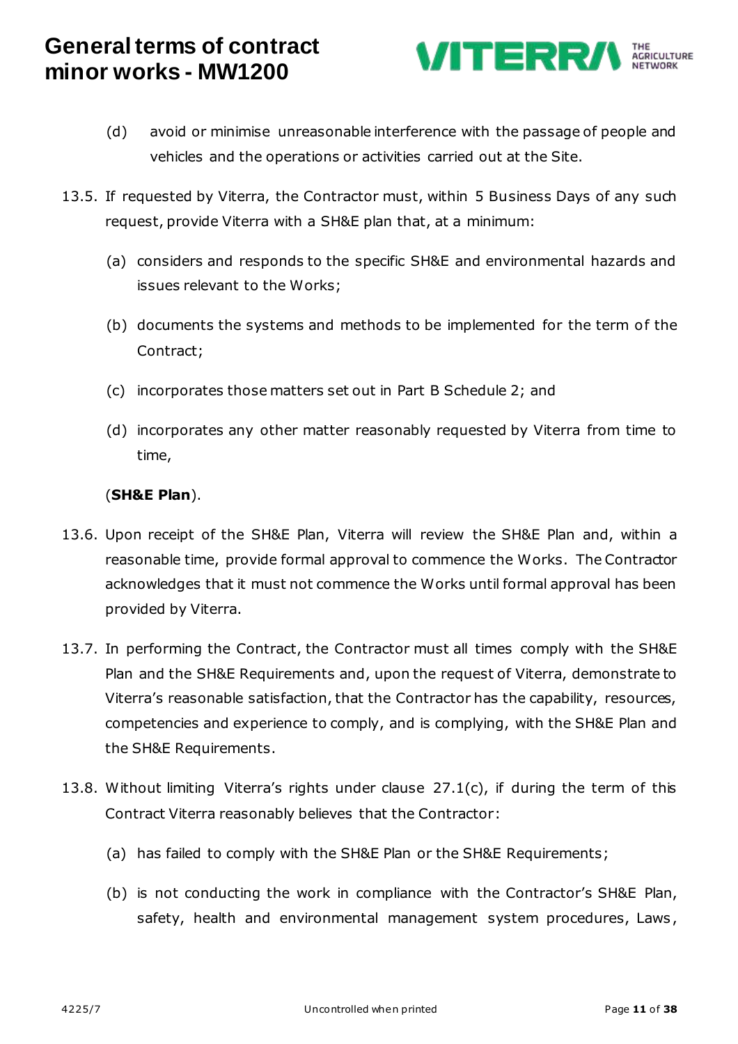(d) avoid or minimise unreasonable interference with the passage of people and vehicles and the operations or activities carried out at the Site.

13.5. If requested by Viterra, the Contractor must, within 5 Business Days of any such request, provide Viterra with a SH&E plan that, at a minimum:

(a) considers and responds to the specific SH&E and environmental hazards and issues relevant to the Works;

(b) documents the systems and methods to be implemented for the term of the Contract;

(c) incorporates those matters set out in Part B Schedule 2; and

(d) incorporates any other matter reasonably requested by Viterra from time to time,

(**SH&E Plan**).

13.6. Upon receipt of the SH&E Plan, Viterra will review the SH&E Plan and, within a reasonable time, provide formal approval to commence the Works. The Contractor acknowledges that it must not commence the Works until formal approval has been provided by Viterra.

13.7. In performing the Contract, the Contractor must all times comply with the SH&E Plan and the SH&E Requirements and, upon the request of Viterra, demonstrate to Viterra's reasonable satisfaction, that the Contractor has the capability, resources, competencies and experience to comply, and is complying, with the SH&E Plan and the SH&E Requirements.

13.8. Without limiting Viterra's rights under clause 27.1(c), if during the term of this Contract Viterra reasonably believes that the Contractor:

(a) has failed to comply with the SH&E Plan or the SH&E Requirements;

(b) is not conducting the work in compliance with the Contractor's SH&E Plan, safety, health and environmental management system procedures, Laws,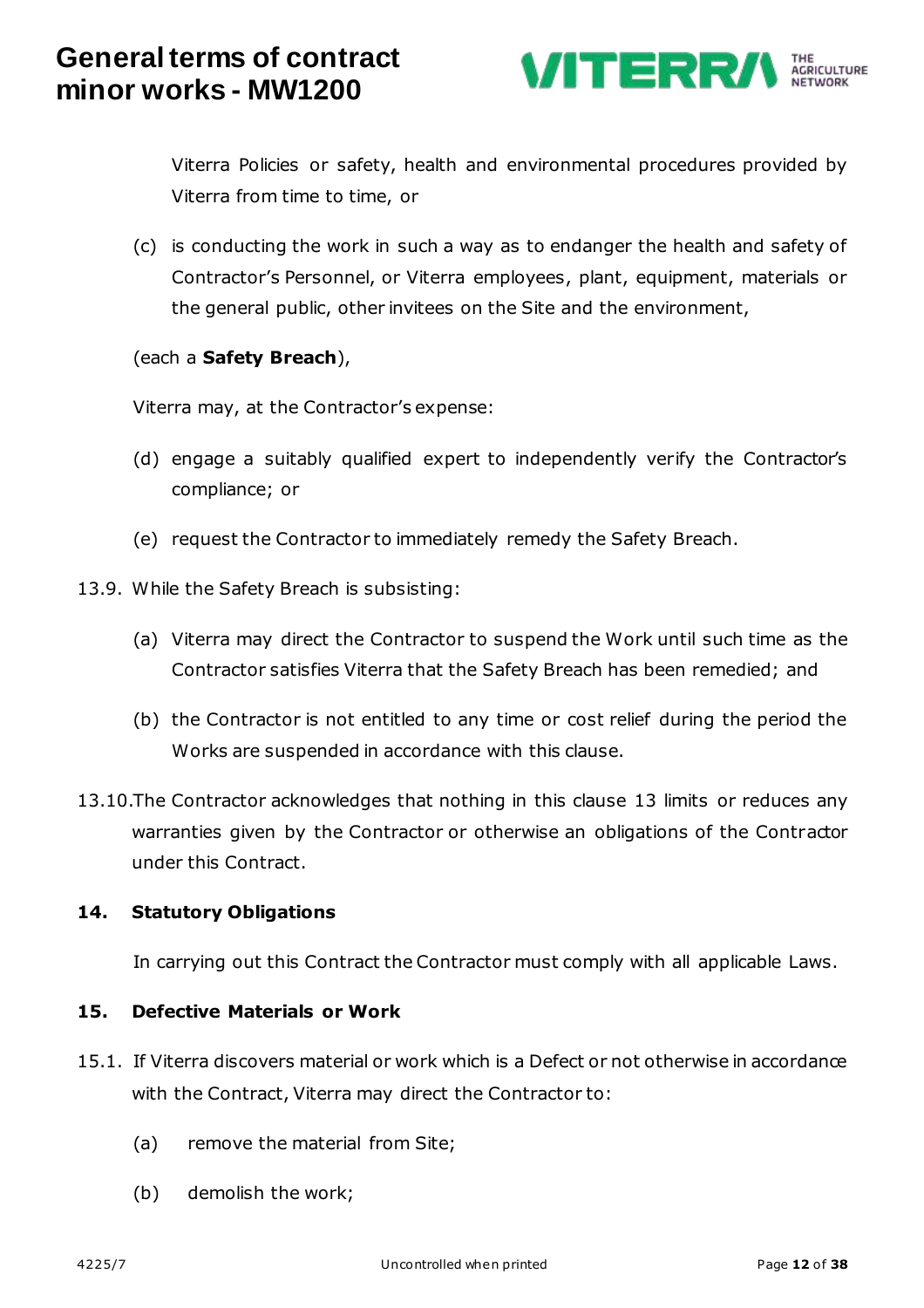Viterra Policies or safety, health and environmental procedures provided by Viterra from time to time, or

(c) is conducting the work in such a way as to endanger the health and safety of Contractor's Personnel, or Viterra employees, plant, equipment, materials or the general public, other invitees on the Site and the environment,

(each a **Safety Breach**),

Viterra may, at the Contractor's expense:

(d) engage a suitably qualified expert to independently verify the Contractor's compliance; or

(e) request the Contractor to immediately remedy the Safety Breach.

13.9. While the Safety Breach is subsisting:

(a) Viterra may direct the Contractor to suspend the Work until such time as the Contractor satisfies Viterra that the Safety Breach has been remedied; and

(b) the Contractor is not entitled to any time or cost relief during the period the Works are suspended in accordance with this clause.

13.10. The Contractor acknowledges that nothing in this clause 13 limits or reduces any warranties given by the Contractor or otherwise an obligations of the Contractor under this Contract.

## 14. Statutory Obligations

In carrying out this Contract the Contractor must comply with all applicable Laws.

## 15. Defective Materials or Work

15.1. If Viterra discovers material or work which is a Defect or not otherwise in accordance with the Contract, Viterra may direct the Contractor to:

(a) remove the material from Site;

(b) demolish the work;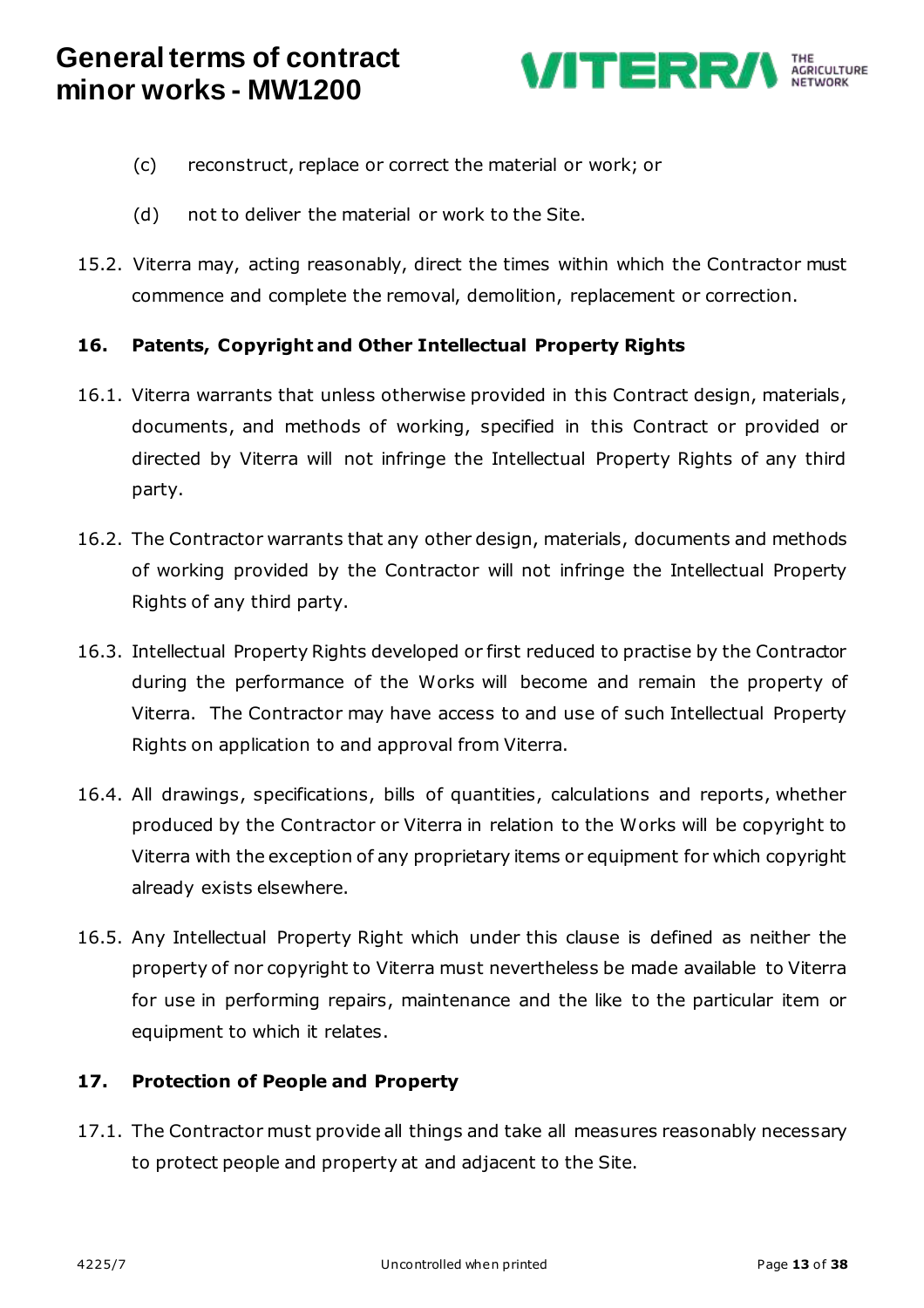(c) reconstruct, replace or correct the material or work; or

(d) not to deliver the material or work to the Site.

15.2. Viterra may, acting reasonably, direct the times within which the Contractor must commence and complete the removal, demolition, replacement or correction.

## 16. Patents, Copyright and Other Intellectual Property Rights

16.1. Viterra warrants that unless otherwise provided in this Contract design, materials, documents, and methods of working, specified in this Contract or provided or directed by Viterra will not infringe the Intellectual Property Rights of any third party.

16.2. The Contractor warrants that any other design, materials, documents and methods of working provided by the Contractor will not infringe the Intellectual Property Rights of any third party.

16.3. Intellectual Property Rights developed or first reduced to practise by the Contractor during the performance of the Works will become and remain the property of Viterra. The Contractor may have access to and use of such Intellectual Property Rights on application to and approval from Viterra.

16.4. All drawings, specifications, bills of quantities, calculations and reports, whether produced by the Contractor or Viterra in relation to the Works will be copyright to Viterra with the exception of any proprietary items or equipment for which copyright already exists elsewhere.

16.5. Any Intellectual Property Right which under this clause is defined as neither the property of nor copyright to Viterra must nevertheless be made available to Viterra for use in performing repairs, maintenance and the like to the particular item or equipment to which it relates.

## 17. Protection of People and Property

17.1. The Contractor must provide all things and take all measures reasonably necessary to protect people and property at and adjacent to the Site.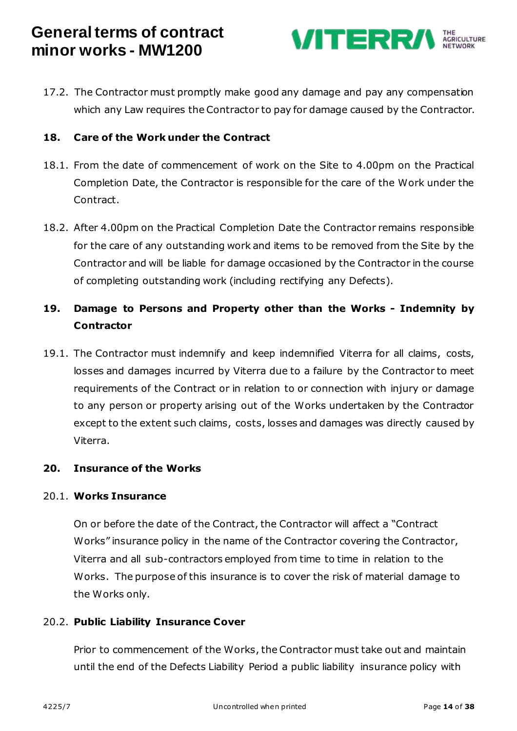17.2. The Contractor must promptly make good any damage and pay any compensation which any Law requires the Contractor to pay for damage caused by the Contractor.

## 18. Care of the Work under the Contract

18.1. From the date of commencement of work on the Site to 4.00pm on the Practical Completion Date, the Contractor is responsible for the care of the Work under the Contract.

18.2. After 4.00pm on the Practical Completion Date the Contractor remains responsible for the care of any outstanding work and items to be removed from the Site by the Contractor and will be liable for damage occasioned by the Contractor in the course of completing outstanding work (including rectifying any Defects).

## 19. Damage to Persons and Property other than the Works - Indemnity by Contractor

19.1. The Contractor must indemnify and keep indemnified Viterra for all claims, costs, losses and damages incurred by Viterra due to a failure by the Contractor to meet requirements of the Contract or in relation to or connection with injury or damage to any person or property arising out of the Works undertaken by the Contractor except to the extent such claims, costs, losses and damages was directly caused by Viterra.

## 20. Insurance of the Works

### 20.1. Works Insurance

On or before the date of the Contract, the Contractor will affect a "Contract Works" insurance policy in the name of the Contractor covering the Contractor, Viterra and all sub-contractors employed from time to time in relation to the Works. The purpose of this insurance is to cover the risk of material damage to the Works only.

### 20.2. Public Liability Insurance Cover

Prior to commencement of the Works, the Contractor must take out and maintain until the end of the Defects Liability Period a public liability insurance policy with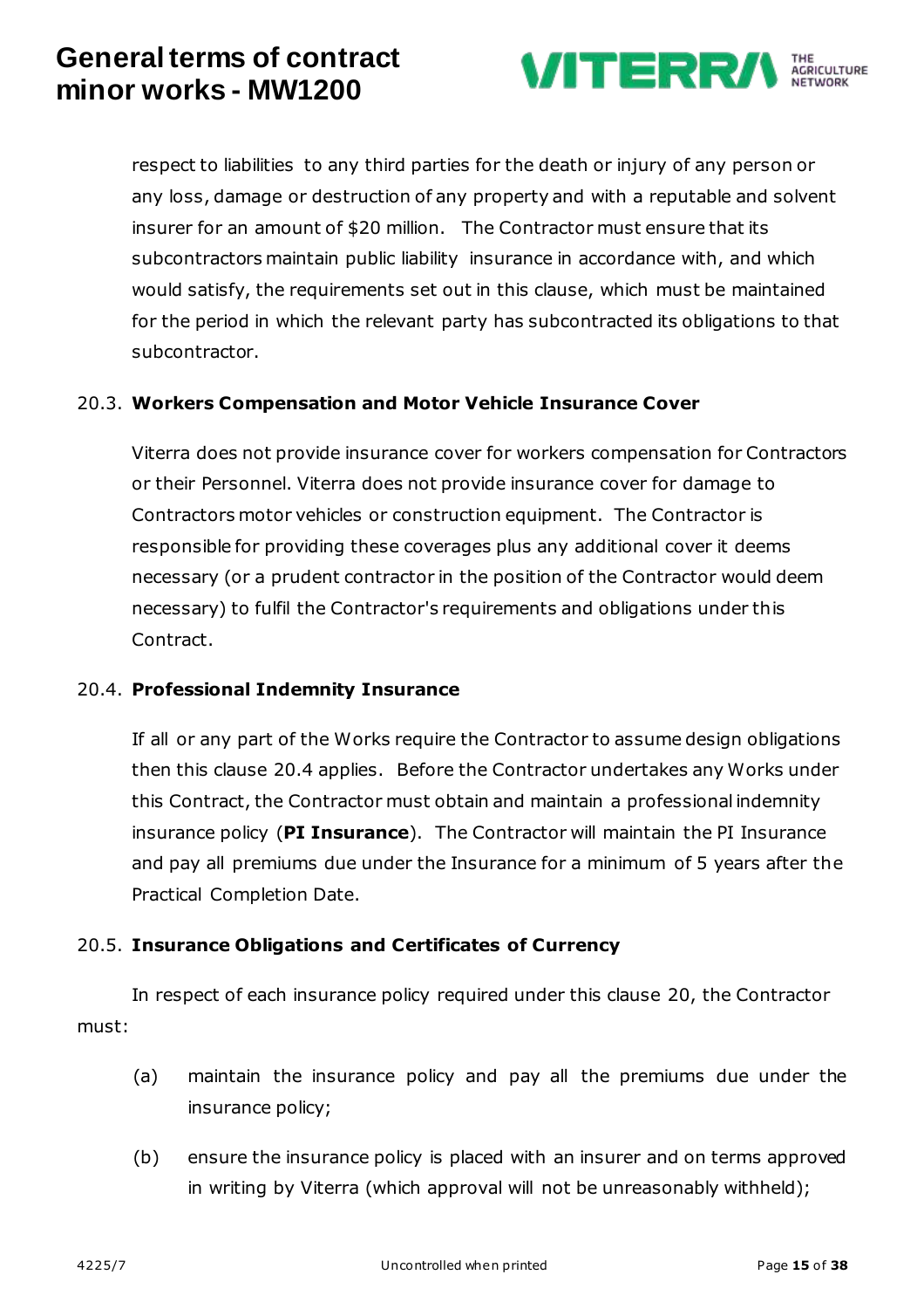respect to liabilities to any third parties for the death or injury of any person or any loss, damage or destruction of any property and with a reputable and solvent insurer for an amount of $20 million. The Contractor must ensure that its subcontractors maintain public liability insurance in accordance with, and which would satisfy, the requirements set out in this clause, which must be maintained for the period in which the relevant party has subcontracted its obligations to that subcontractor.

20.3. **Workers Compensation and Motor Vehicle Insurance Cover**

Viterra does not provide insurance cover for workers compensation for Contractors or their Personnel. Viterra does not provide insurance cover for damage to Contractors motor vehicles or construction equipment. The Contractor is responsible for providing these coverages plus any additional cover it deems necessary (or a prudent contractor in the position of the Contractor would deem necessary) to fulfil the Contractor's requirements and obligations under this Contract.

20.4. **Professional Indemnity Insurance**

If all or any part of the Works require the Contractor to assume design obligations then this clause 20.4 applies. Before the Contractor undertakes any Works under this Contract, the Contractor must obtain and maintain a professional indemnity insurance policy (**PI Insurance**). The Contractor will maintain the PI Insurance and pay all premiums due under the Insurance for a minimum of 5 years after the Practical Completion Date.

20.5. **Insurance Obligations and Certificates of Currency**

In respect of each insurance policy required under this clause 20, the Contractor must:

(a) maintain the insurance policy and pay all the premiums due under the insurance policy;

(b) ensure the insurance policy is placed with an insurer and on terms approved in writing by Viterra (which approval will not be unreasonably withheld);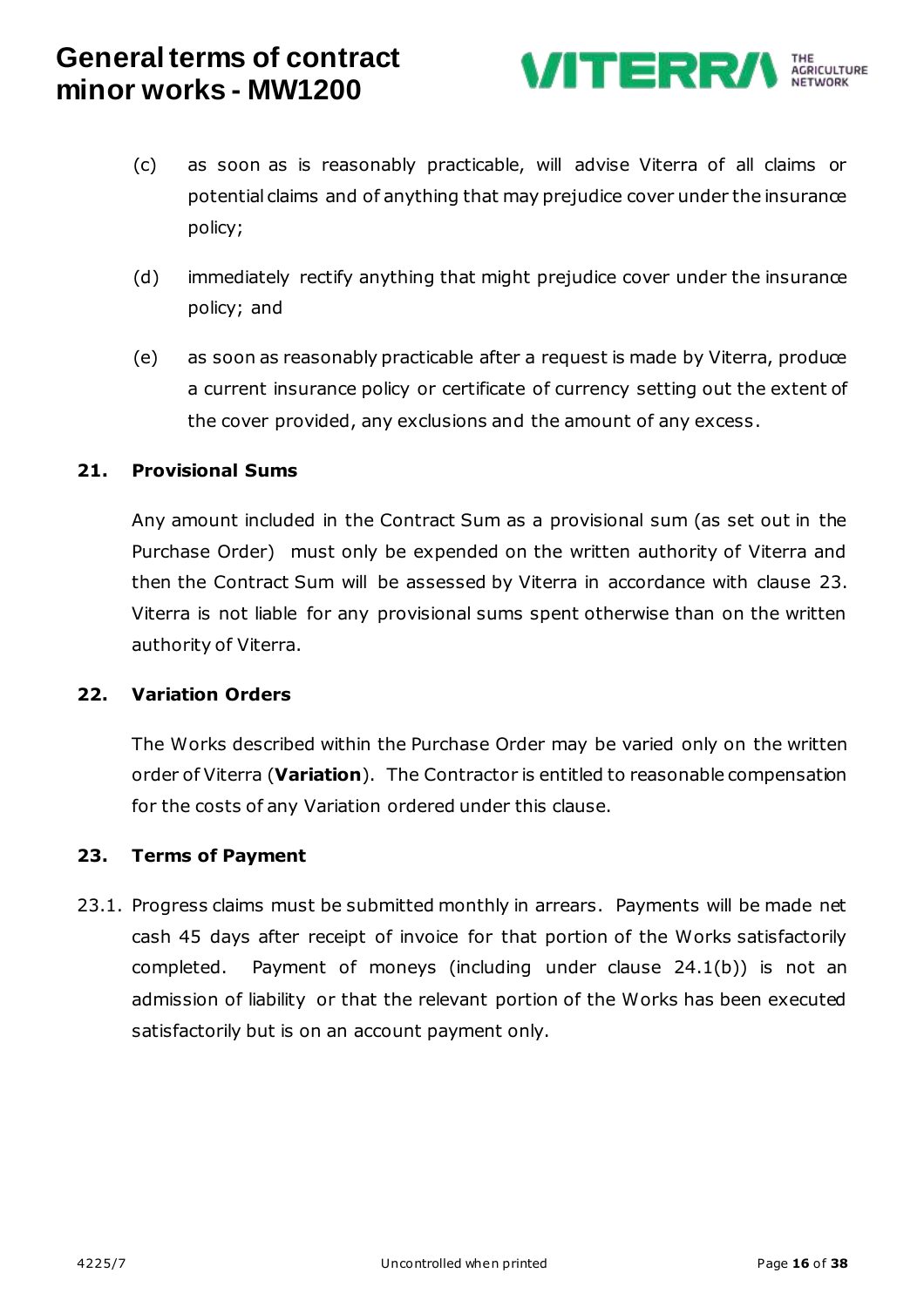(c) as soon as is reasonably practicable, will advise Viterra of all claims or potential claims and of anything that may prejudice cover under the insurance policy;

(d) immediately rectify anything that might prejudice cover under the insurance policy; and

(e) as soon as reasonably practicable after a request is made by Viterra, produce a current insurance policy or certificate of currency setting out the extent of the cover provided, any exclusions and the amount of any excess.

## 21. Provisional Sums

Any amount included in the Contract Sum as a provisional sum (as set out in the Purchase Order) must only be expended on the written authority of Viterra and then the Contract Sum will be assessed by Viterra in accordance with clause 23. Viterra is not liable for any provisional sums spent otherwise than on the written authority of Viterra.

## 22. Variation Orders

The Works described within the Purchase Order may be varied only on the written order of Viterra (**Variation**). The Contractor is entitled to reasonable compensation for the costs of any Variation ordered under this clause.

## 23. Terms of Payment

23.1. Progress claims must be submitted monthly in arrears. Payments will be made net cash 45 days after receipt of invoice for that portion of the Works satisfactorily completed. Payment of moneys (including under clause 24.1(b)) is not an admission of liability or that the relevant portion of the Works has been executed satisfactorily but is on an account payment only.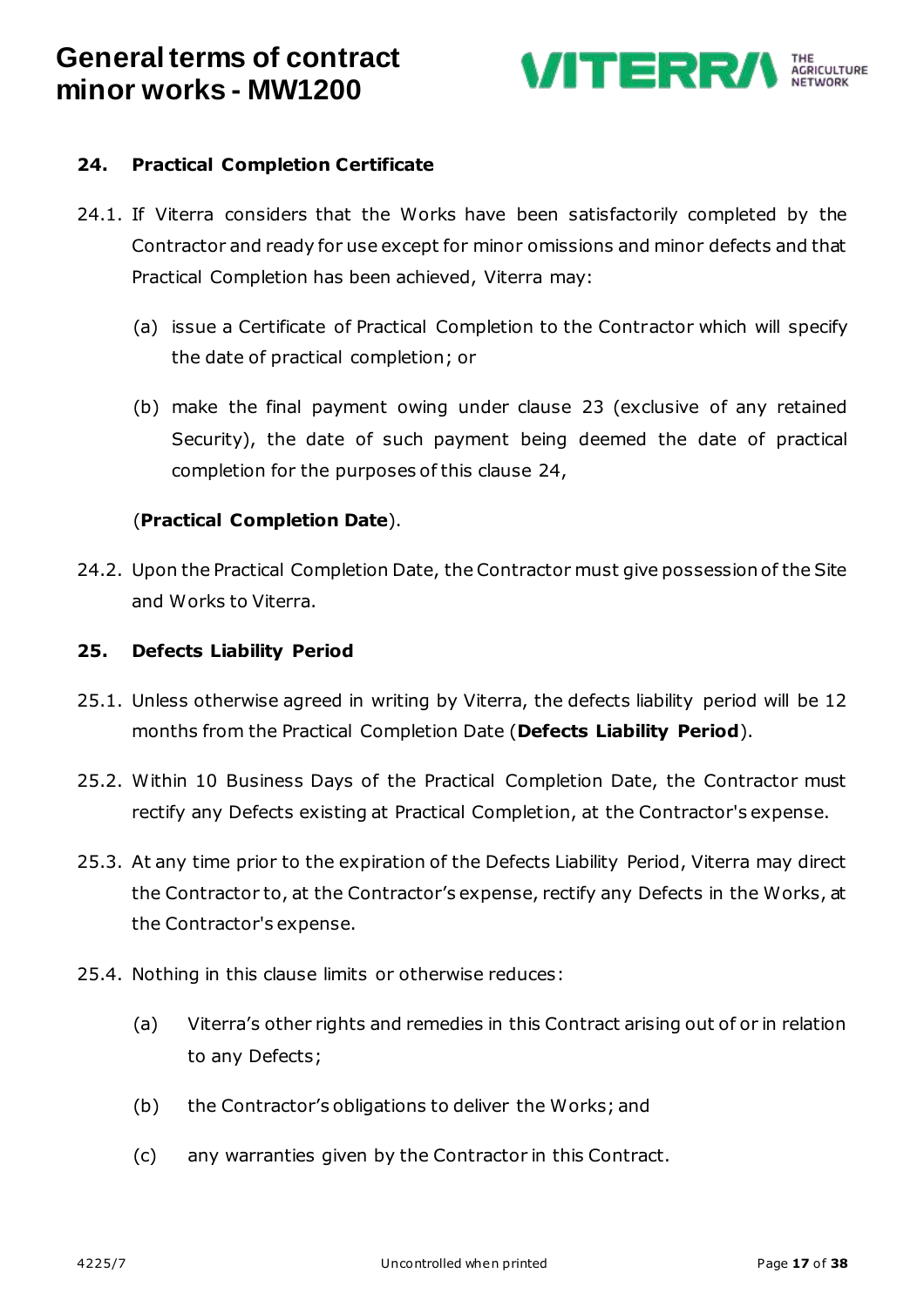## 24. Practical Completion Certificate

24.1. If Viterra considers that the Works have been satisfactorily completed by the Contractor and ready for use except for minor omissions and minor defects and that Practical Completion has been achieved, Viterra may:

(a) issue a Certificate of Practical Completion to the Contractor which will specify the date of practical completion; or

(b) make the final payment owing under clause 23 (exclusive of any retained Security), the date of such payment being deemed the date of practical completion for the purposes of this clause 24,

(**Practical Completion Date**).

24.2. Upon the Practical Completion Date, the Contractor must give possession of the Site and Works to Viterra.

## 25. Defects Liability Period

25.1. Unless otherwise agreed in writing by Viterra, the defects liability period will be 12 months from the Practical Completion Date (**Defects Liability Period**).

25.2. Within 10 Business Days of the Practical Completion Date, the Contractor must rectify any Defects existing at Practical Completion, at the Contractor's expense.

25.3. At any time prior to the expiration of the Defects Liability Period, Viterra may direct the Contractor to, at the Contractor's expense, rectify any Defects in the Works, at the Contractor's expense.

25.4. Nothing in this clause limits or otherwise reduces:

(a) Viterra's other rights and remedies in this Contract arising out of or in relation to any Defects;

(b) the Contractor's obligations to deliver the Works; and

(c) any warranties given by the Contractor in this Contract.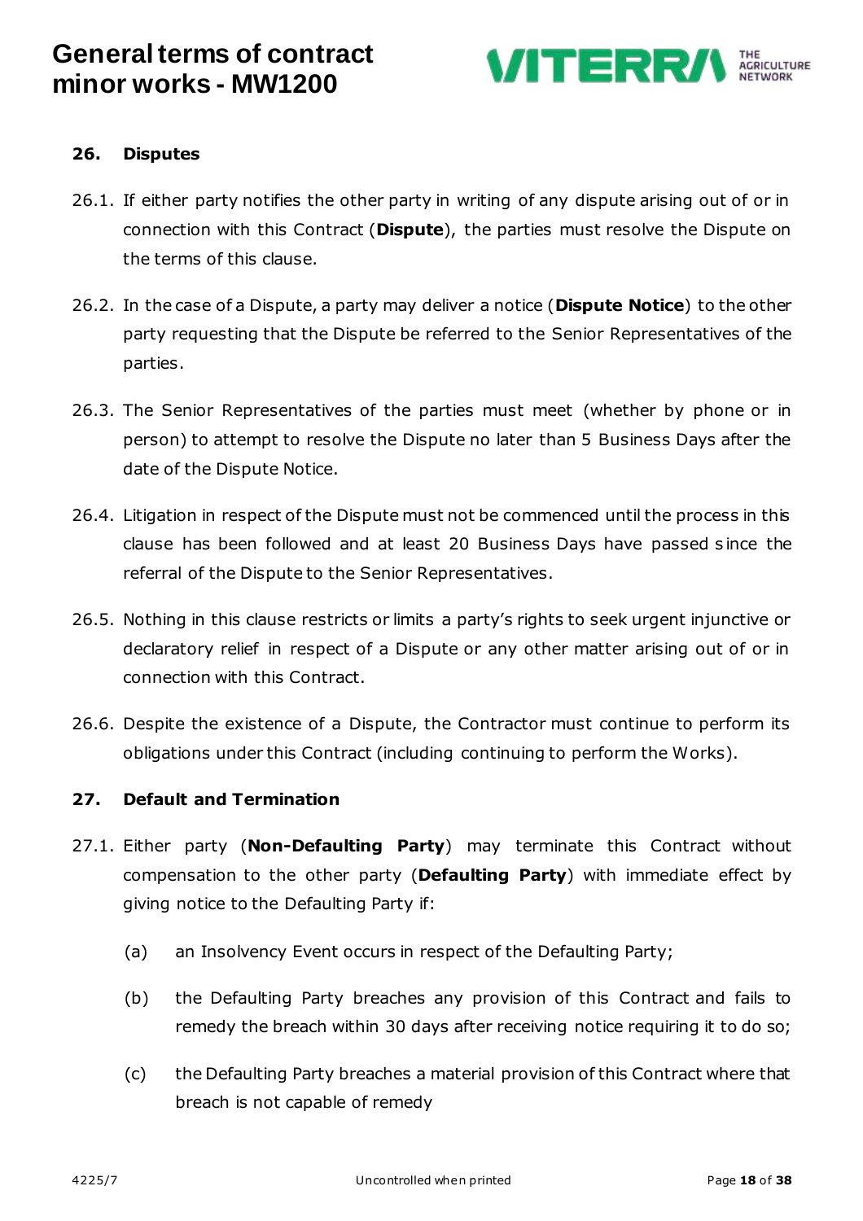## 26. Disputes

26.1. If either party notifies the other party in writing of any dispute arising out of or in connection with this Contract (**Dispute**), the parties must resolve the Dispute on the terms of this clause.

26.2. In the case of a Dispute, a party may deliver a notice (**Dispute Notice**) to the other party requesting that the Dispute be referred to the Senior Representatives of the parties.

26.3. The Senior Representatives of the parties must meet (whether by phone or in person) to attempt to resolve the Dispute no later than 5 Business Days after the date of the Dispute Notice.

26.4. Litigation in respect of the Dispute must not be commenced until the process in this clause has been followed and at least 20 Business Days have passed since the referral of the Dispute to the Senior Representatives.

26.5. Nothing in this clause restricts or limits a party's rights to seek urgent injunctive or declaratory relief in respect of a Dispute or any other matter arising out of or in connection with this Contract.

26.6. Despite the existence of a Dispute, the Contractor must continue to perform its obligations under this Contract (including continuing to perform the Works).

## 27. Default and Termination

27.1. Either party (**Non-Defaulting Party**) may terminate this Contract without compensation to the other party (**Defaulting Party**) with immediate effect by giving notice to the Defaulting Party if:

(a) an Insolvency Event occurs in respect of the Defaulting Party;

(b) the Defaulting Party breaches any provision of this Contract and fails to remedy the breach within 30 days after receiving notice requiring it to do so;

(c) the Defaulting Party breaches a material provision of this Contract where that breach is not capable of remedy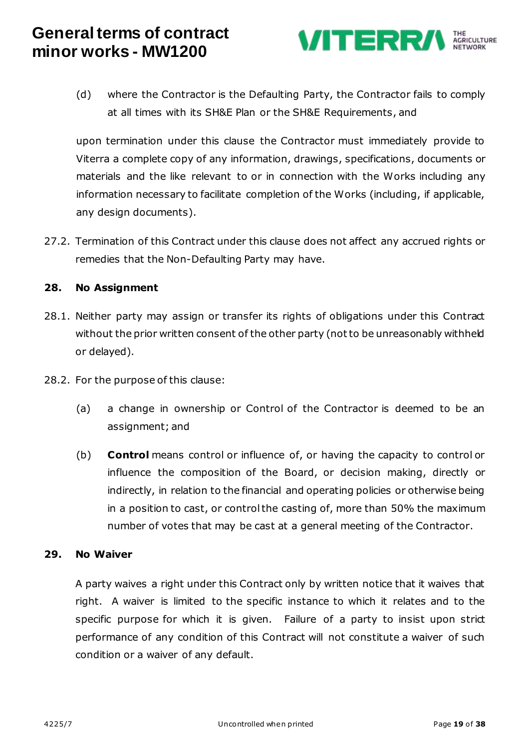(d) where the Contractor is the Defaulting Party, the Contractor fails to comply at all times with its SH&E Plan or the SH&E Requirements, and

upon termination under this clause the Contractor must immediately provide to Viterra a complete copy of any information, drawings, specifications, documents or materials and the like relevant to or in connection with the Works including any information necessary to facilitate completion of the Works (including, if applicable, any design documents).

27.2. Termination of this Contract under this clause does not affect any accrued rights or remedies that the Non-Defaulting Party may have.

**28. No Assignment**

28.1. Neither party may assign or transfer its rights of obligations under this Contract without the prior written consent of the other party (not to be unreasonably withheld or delayed).

28.2. For the purpose of this clause:

(a) a change in ownership or Control of the Contractor is deemed to be an assignment; and

(b) **Control** means control or influence of, or having the capacity to control or influence the composition of the Board, or decision making, directly or indirectly, in relation to the financial and operating policies or otherwise being in a position to cast, or control the casting of, more than 50% the maximum number of votes that may be cast at a general meeting of the Contractor.

**29. No Waiver**

A party waives a right under this Contract only by written notice that it waives that right. A waiver is limited to the specific instance to which it relates and to the specific purpose for which it is given. Failure of a party to insist upon strict performance of any condition of this Contract will not constitute a waiver of such condition or a waiver of any default.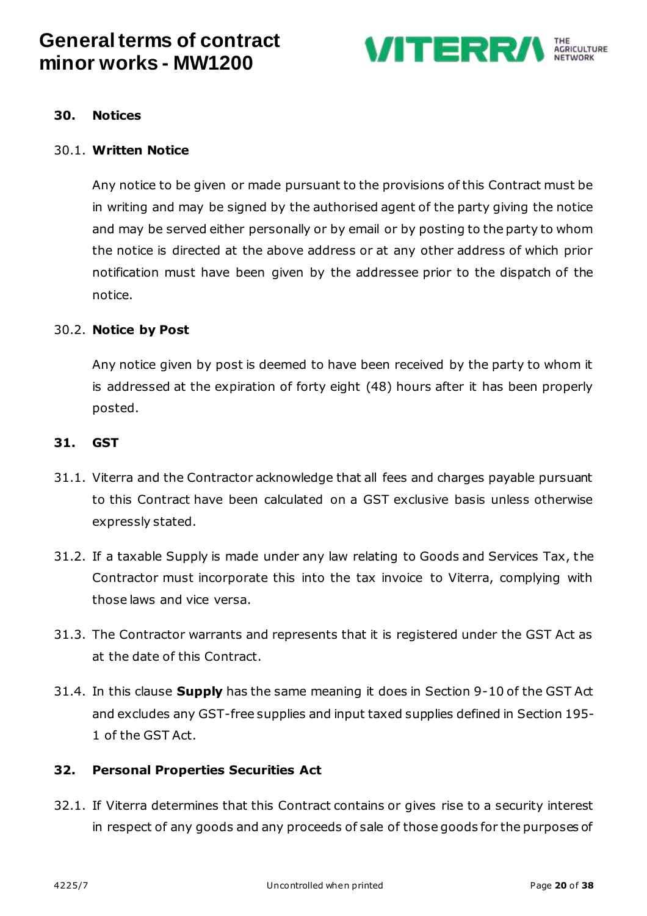## 30. Notices

### 30.1. Written Notice

Any notice to be given or made pursuant to the provisions of this Contract must be in writing and may be signed by the authorised agent of the party giving the notice and may be served either personally or by email or by posting to the party to whom the notice is directed at the above address or at any other address of which prior notification must have been given by the addressee prior to the dispatch of the notice.

### 30.2. Notice by Post

Any notice given by post is deemed to have been received by the party to whom it is addressed at the expiration of forty eight (48) hours after it has been properly posted.

## 31. GST

31.1. Viterra and the Contractor acknowledge that all fees and charges payable pursuant to this Contract have been calculated on a GST exclusive basis unless otherwise expressly stated.

31.2. If a taxable Supply is made under any law relating to Goods and Services Tax, the Contractor must incorporate this into the tax invoice to Viterra, complying with those laws and vice versa.

31.3. The Contractor warrants and represents that it is registered under the GST Act as at the date of this Contract.

31.4. In this clause **Supply** has the same meaning it does in Section 9-10 of the GST Act and excludes any GST-free supplies and input taxed supplies defined in Section 195-1 of the GST Act.

## 32. Personal Properties Securities Act

32.1. If Viterra determines that this Contract contains or gives rise to a security interest in respect of any goods and any proceeds of sale of those goods for the purposes of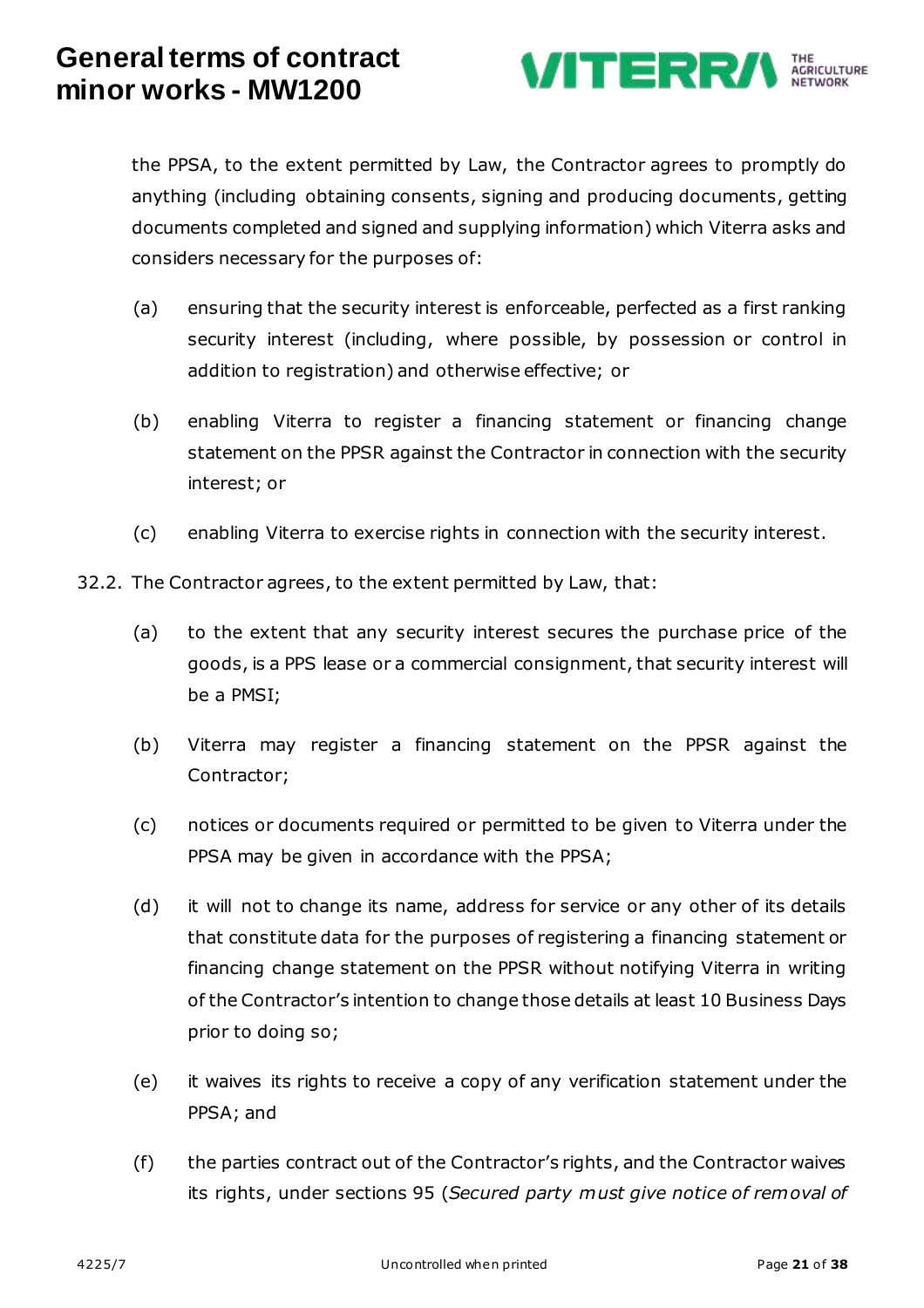the PPSA, to the extent permitted by Law, the Contractor agrees to promptly do anything (including obtaining consents, signing and producing documents, getting documents completed and signed and supplying information) which Viterra asks and considers necessary for the purposes of:

(a) ensuring that the security interest is enforceable, perfected as a first ranking security interest (including, where possible, by possession or control in addition to registration) and otherwise effective; or

(b) enabling Viterra to register a financing statement or financing change statement on the PPSR against the Contractor in connection with the security interest; or

(c) enabling Viterra to exercise rights in connection with the security interest.

32.2. The Contractor agrees, to the extent permitted by Law, that:

(a) to the extent that any security interest secures the purchase price of the goods, is a PPS lease or a commercial consignment, that security interest will be a PMSI;

(b) Viterra may register a financing statement on the PPSR against the Contractor;

(c) notices or documents required or permitted to be given to Viterra under the PPSA may be given in accordance with the PPSA;

(d) it will not to change its name, address for service or any other of its details that constitute data for the purposes of registering a financing statement or financing change statement on the PPSR without notifying Viterra in writing of the Contractor's intention to change those details at least 10 Business Days prior to doing so;

(e) it waives its rights to receive a copy of any verification statement under the PPSA; and

(f) the parties contract out of the Contractor's rights, and the Contractor waives its rights, under sections 95 (*Secured party must give notice of removal of*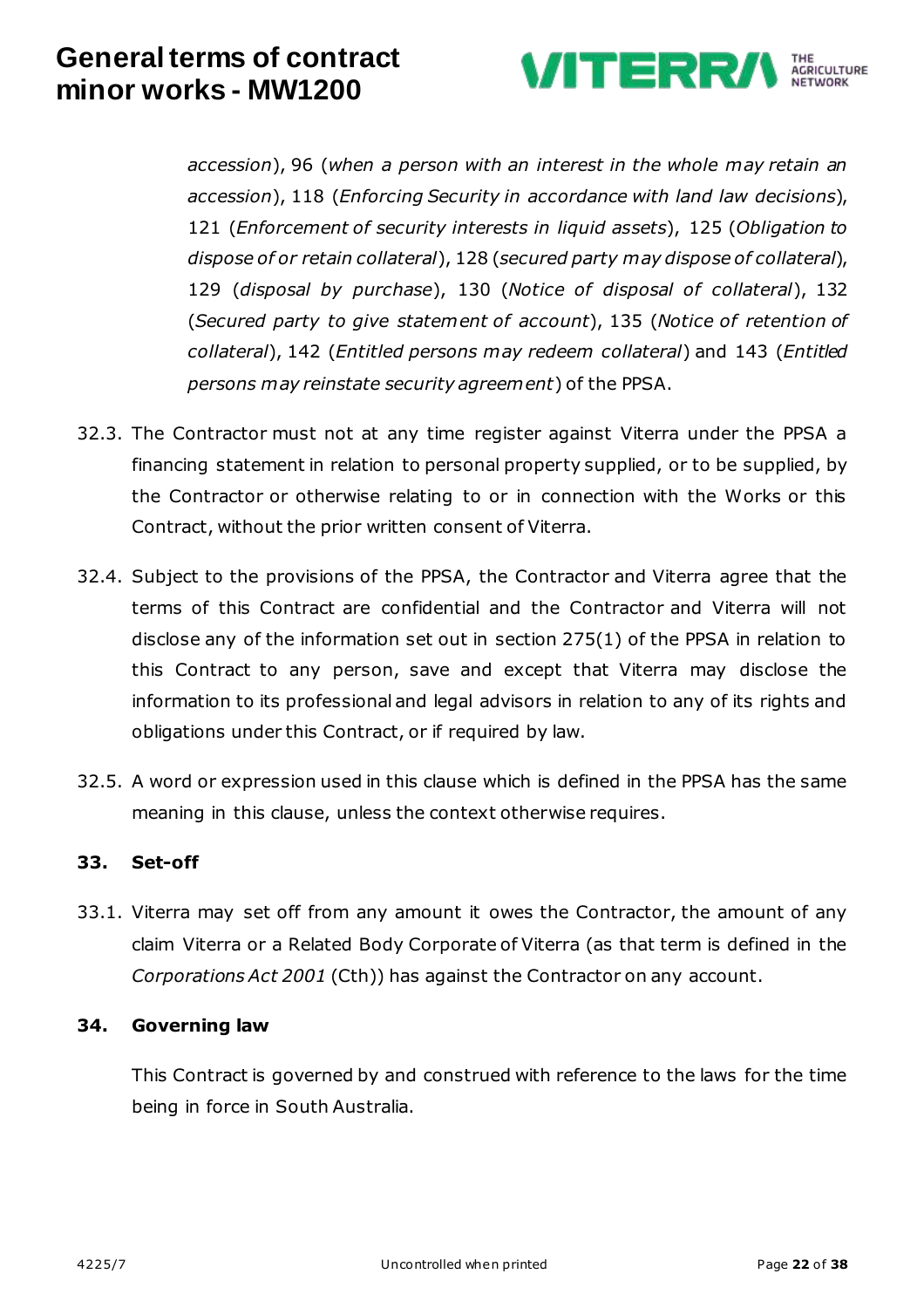*accession*), 96 (*when a person with an interest in the whole may retain an accession*), 118 (*Enforcing Security in accordance with land law decisions*), 121 (*Enforcement of security interests in liquid assets*), 125 (*Obligation to dispose of or retain collateral*), 128 (*secured party may dispose of collateral*), 129 (*disposal by purchase*), 130 (*Notice of disposal of collateral*), 132 (*Secured party to give statement of account*), 135 (*Notice of retention of collateral*), 142 (*Entitled persons may redeem collateral*) and 143 (*Entitled persons may reinstate security agreement*) of the PPSA.

32.3. The Contractor must not at any time register against Viterra under the PPSA a financing statement in relation to personal property supplied, or to be supplied, by the Contractor or otherwise relating to or in connection with the Works or this Contract, without the prior written consent of Viterra.

32.4. Subject to the provisions of the PPSA, the Contractor and Viterra agree that the terms of this Contract are confidential and the Contractor and Viterra will not disclose any of the information set out in section 275(1) of the PPSA in relation to this Contract to any person, save and except that Viterra may disclose the information to its professional and legal advisors in relation to any of its rights and obligations under this Contract, or if required by law.

32.5. A word or expression used in this clause which is defined in the PPSA has the same meaning in this clause, unless the context otherwise requires.

## 33. Set-off

33.1. Viterra may set off from any amount it owes the Contractor, the amount of any claim Viterra or a Related Body Corporate of Viterra (as that term is defined in the *Corporations Act 2001* (Cth)) has against the Contractor on any account.

## 34. Governing law

This Contract is governed by and construed with reference to the laws for the time being in force in South Australia.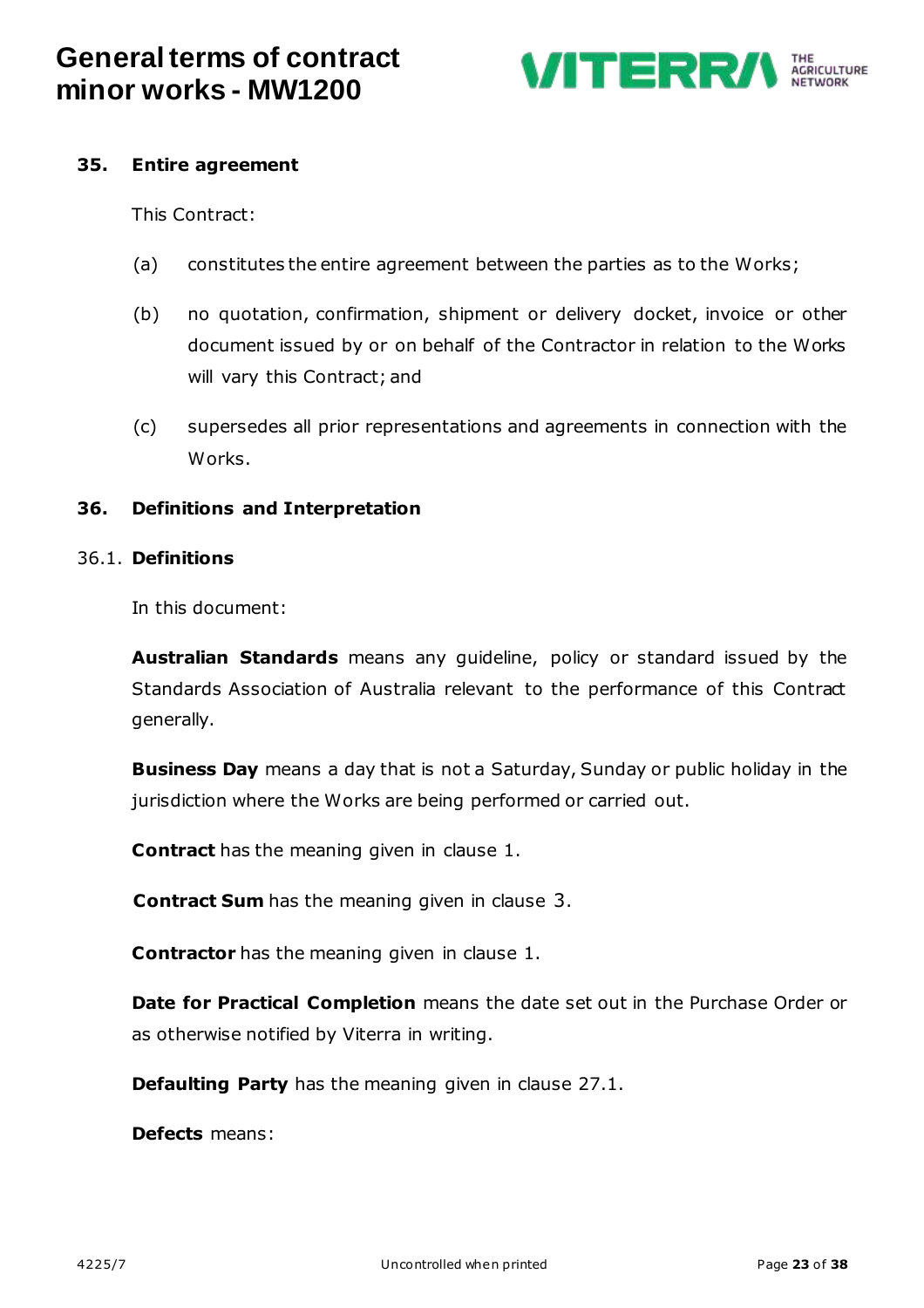## 35. Entire agreement

This Contract:

(a) constitutes the entire agreement between the parties as to the Works;

(b) no quotation, confirmation, shipment or delivery docket, invoice or other document issued by or on behalf of the Contractor in relation to the Works will vary this Contract; and

(c) supersedes all prior representations and agreements in connection with the Works.

## 36. Definitions and Interpretation

### 36.1. Definitions

In this document:

**Australian Standards** means any guideline, policy or standard issued by the Standards Association of Australia relevant to the performance of this Contract generally.

**Business Day** means a day that is not a Saturday, Sunday or public holiday in the jurisdiction where the Works are being performed or carried out.

**Contract** has the meaning given in clause 1.

**Contract Sum** has the meaning given in clause 3.

**Contractor** has the meaning given in clause 1.

**Date for Practical Completion** means the date set out in the Purchase Order or as otherwise notified by Viterra in writing.

**Defaulting Party** has the meaning given in clause 27.1.

**Defects** means: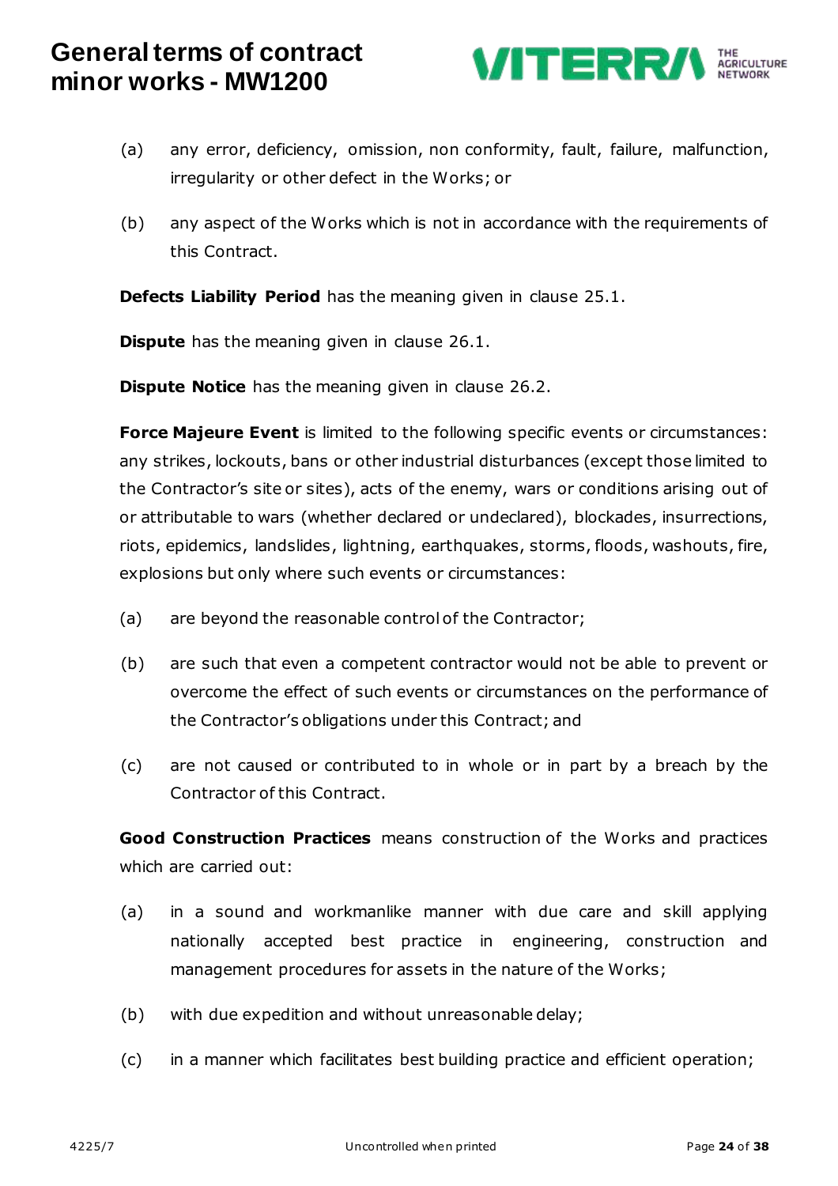(a) any error, deficiency, omission, non conformity, fault, failure, malfunction, irregularity or other defect in the Works; or

(b) any aspect of the Works which is not in accordance with the requirements of this Contract.

**Defects Liability Period** has the meaning given in clause 25.1.

**Dispute** has the meaning given in clause 26.1.

**Dispute Notice** has the meaning given in clause 26.2.

**Force Majeure Event** is limited to the following specific events or circumstances: any strikes, lockouts, bans or other industrial disturbances (except those limited to the Contractor's site or sites), acts of the enemy, wars or conditions arising out of or attributable to wars (whether declared or undeclared), blockades, insurrections, riots, epidemics, landslides, lightning, earthquakes, storms, floods, washouts, fire, explosions but only where such events or circumstances:

(a) are beyond the reasonable control of the Contractor;

(b) are such that even a competent contractor would not be able to prevent or overcome the effect of such events or circumstances on the performance of the Contractor's obligations under this Contract; and

(c) are not caused or contributed to in whole or in part by a breach by the Contractor of this Contract.

**Good Construction Practices** means construction of the Works and practices which are carried out:

(a) in a sound and workmanlike manner with due care and skill applying nationally accepted best practice in engineering, construction and management procedures for assets in the nature of the Works;

(b) with due expedition and without unreasonable delay;

(c) in a manner which facilitates best building practice and efficient operation;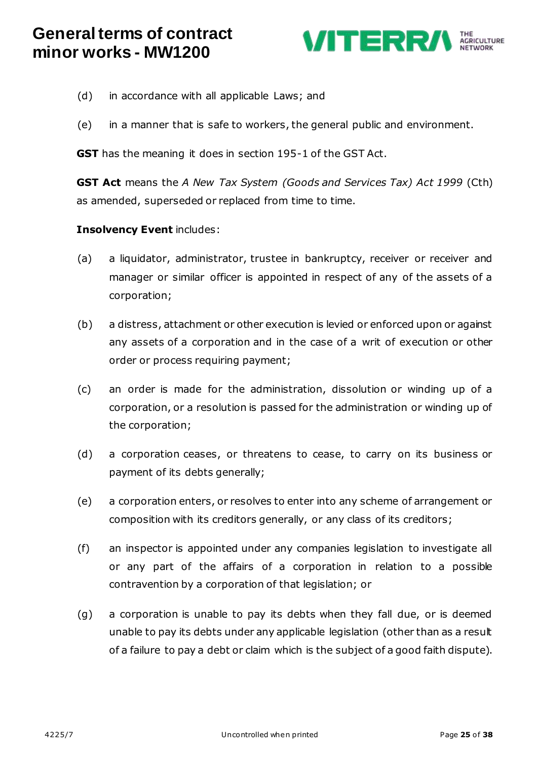(d) in accordance with all applicable Laws; and

(e) in a manner that is safe to workers, the general public and environment.

**GST** has the meaning it does in section 195-1 of the GST Act.

**GST Act** means the *A New Tax System (Goods and Services Tax) Act 1999* (Cth) as amended, superseded or replaced from time to time.

**Insolvency Event** includes:

(a) a liquidator, administrator, trustee in bankruptcy, receiver or receiver and manager or similar officer is appointed in respect of any of the assets of a corporation;

(b) a distress, attachment or other execution is levied or enforced upon or against any assets of a corporation and in the case of a writ of execution or other order or process requiring payment;

(c) an order is made for the administration, dissolution or winding up of a corporation, or a resolution is passed for the administration or winding up of the corporation;

(d) a corporation ceases, or threatens to cease, to carry on its business or payment of its debts generally;

(e) a corporation enters, or resolves to enter into any scheme of arrangement or composition with its creditors generally, or any class of its creditors;

(f) an inspector is appointed under any companies legislation to investigate all or any part of the affairs of a corporation in relation to a possible contravention by a corporation of that legislation; or

(g) a corporation is unable to pay its debts when they fall due, or is deemed unable to pay its debts under any applicable legislation (other than as a result of a failure to pay a debt or claim which is the subject of a good faith dispute).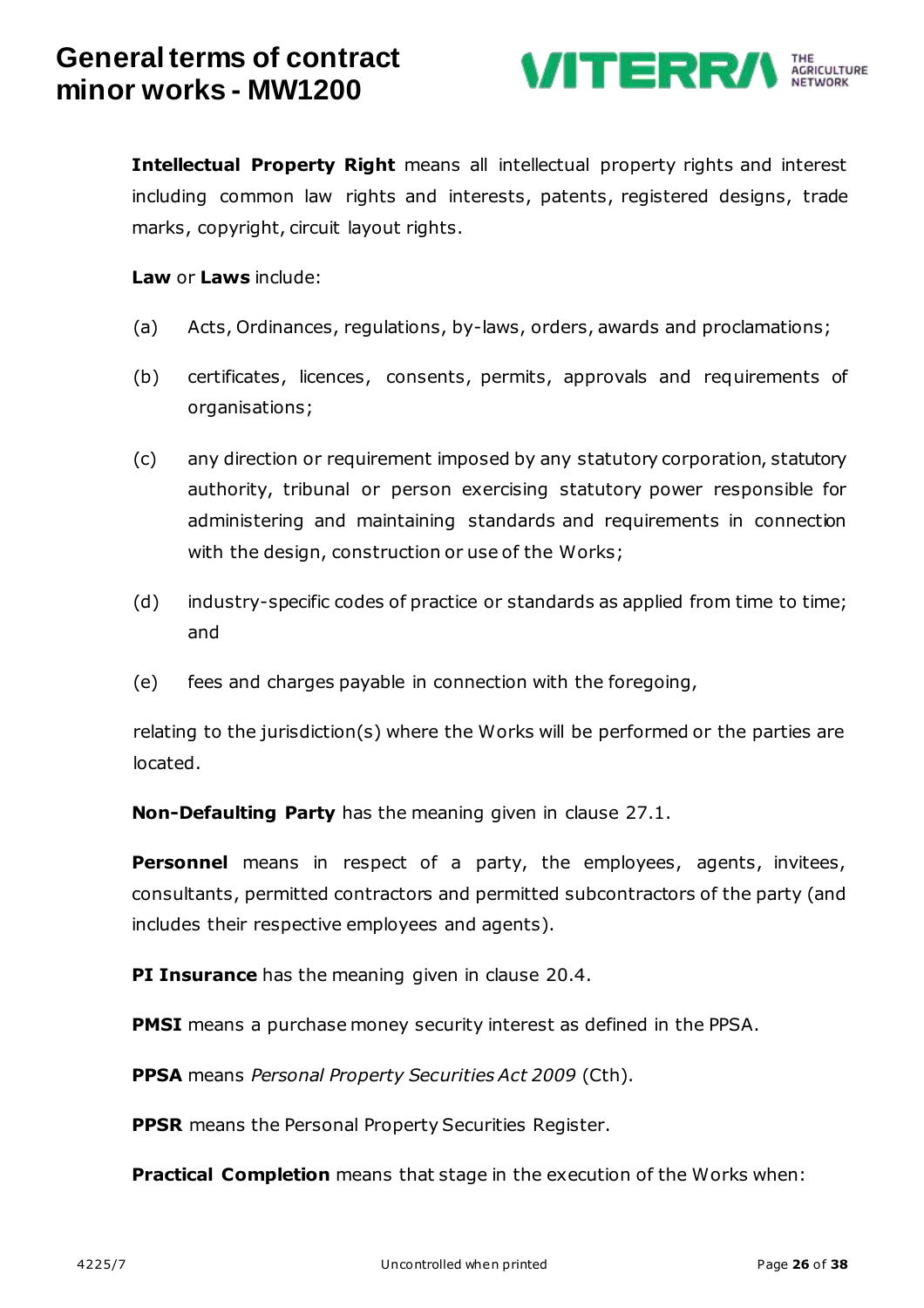**Intellectual Property Right** means all intellectual property rights and interest including common law rights and interests, patents, registered designs, trade marks, copyright, circuit layout rights.

**Law** or **Laws** include:

(a) Acts, Ordinances, regulations, by-laws, orders, awards and proclamations;

(b) certificates, licences, consents, permits, approvals and requirements of organisations;

(c) any direction or requirement imposed by any statutory corporation, statutory authority, tribunal or person exercising statutory power responsible for administering and maintaining standards and requirements in connection with the design, construction or use of the Works;

(d) industry-specific codes of practice or standards as applied from time to time; and

(e) fees and charges payable in connection with the foregoing,

relating to the jurisdiction(s) where the Works will be performed or the parties are located.

**Non-Defaulting Party** has the meaning given in clause 27.1.

**Personnel** means in respect of a party, the employees, agents, invitees, consultants, permitted contractors and permitted subcontractors of the party (and includes their respective employees and agents).

**PI Insurance** has the meaning given in clause 20.4.

**PMSI** means a purchase money security interest as defined in the PPSA.

**PPSA** means *Personal Property Securities Act 2009* (Cth).

**PPSR** means the Personal Property Securities Register.

**Practical Completion** means that stage in the execution of the Works when: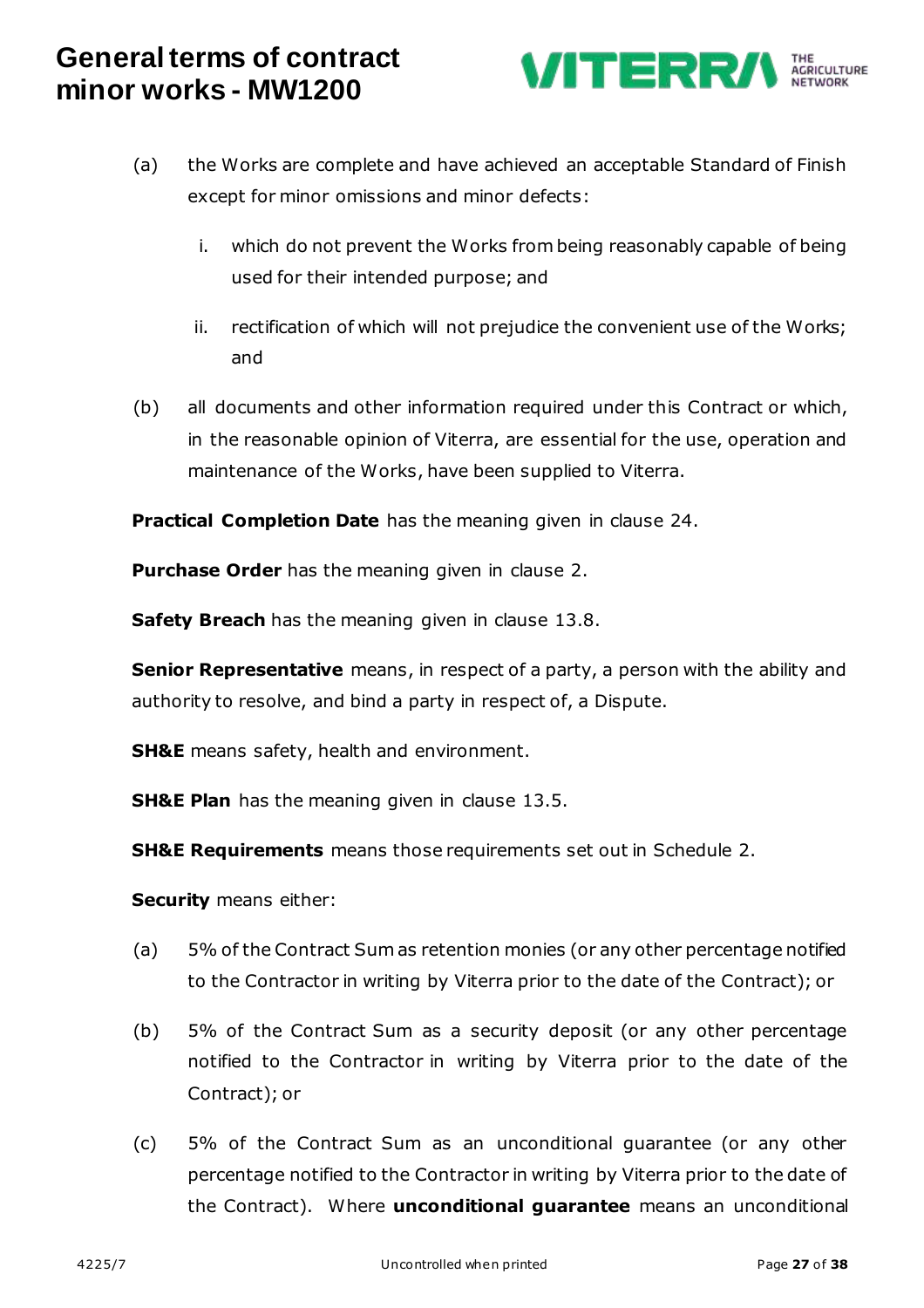(a) the Works are complete and have achieved an acceptable Standard of Finish except for minor omissions and minor defects:

   i. which do not prevent the Works from being reasonably capable of being used for their intended purpose; and

   ii. rectification of which will not prejudice the convenient use of the Works; and

(b) all documents and other information required under this Contract or which, in the reasonable opinion of Viterra, are essential for the use, operation and maintenance of the Works, have been supplied to Viterra.

**Practical Completion Date** has the meaning given in clause 24.

**Purchase Order** has the meaning given in clause 2.

**Safety Breach** has the meaning given in clause 13.8.

**Senior Representative** means, in respect of a party, a person with the ability and authority to resolve, and bind a party in respect of, a Dispute.

**SH&E** means safety, health and environment.

**SH&E Plan** has the meaning given in clause 13.5.

**SH&E Requirements** means those requirements set out in Schedule 2.

**Security** means either:

(a) 5% of the Contract Sum as retention monies (or any other percentage notified to the Contractor in writing by Viterra prior to the date of the Contract); or

(b) 5% of the Contract Sum as a security deposit (or any other percentage notified to the Contractor in writing by Viterra prior to the date of the Contract); or

(c) 5% of the Contract Sum as an unconditional guarantee (or any other percentage notified to the Contractor in writing by Viterra prior to the date of the Contract). Where **unconditional guarantee** means an unconditional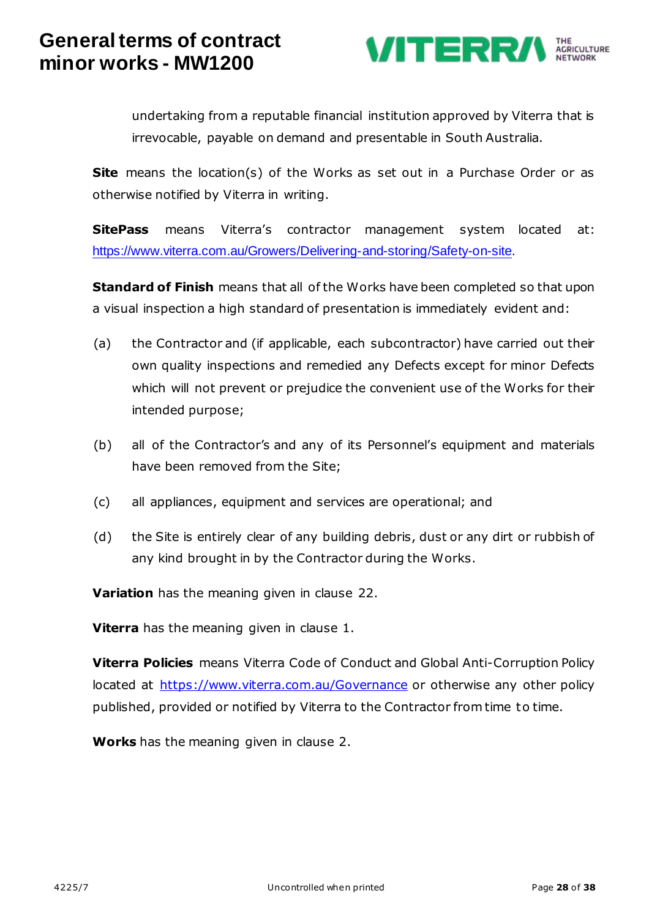undertaking from a reputable financial institution approved by Viterra that is irrevocable, payable on demand and presentable in South Australia.

**Site** means the location(s) of the Works as set out in a Purchase Order or as otherwise notified by Viterra in writing.

**SitePass** means Viterra's contractor management system located at: https://www.viterra.com.au/Growers/Delivering-and-storing/Safety-on-site.

**Standard of Finish** means that all of the Works have been completed so that upon a visual inspection a high standard of presentation is immediately evident and:

(a) the Contractor and (if applicable, each subcontractor) have carried out their own quality inspections and remedied any Defects except for minor Defects which will not prevent or prejudice the convenient use of the Works for their intended purpose;

(b) all of the Contractor's and any of its Personnel's equipment and materials have been removed from the Site;

(c) all appliances, equipment and services are operational; and

(d) the Site is entirely clear of any building debris, dust or any dirt or rubbish of any kind brought in by the Contractor during the Works.

**Variation** has the meaning given in clause 22.

**Viterra** has the meaning given in clause 1.

**Viterra Policies** means Viterra Code of Conduct and Global Anti-Corruption Policy located at https://www.viterra.com.au/Governance or otherwise any other policy published, provided or notified by Viterra to the Contractor from time to time.

**Works** has the meaning given in clause 2.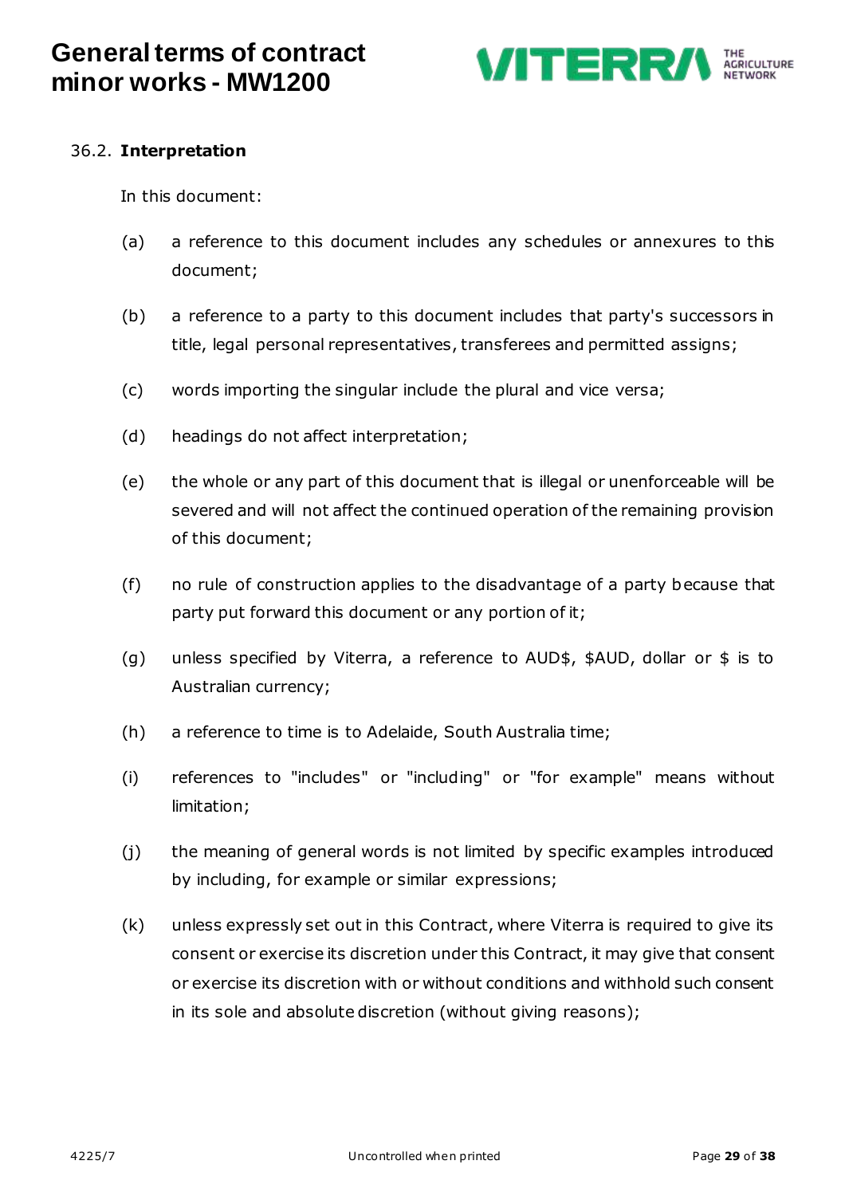### 36.2. **Interpretation**

In this document:

(a) a reference to this document includes any schedules or annexures to this document;

(b) a reference to a party to this document includes that party's successors in title, legal personal representatives, transferees and permitted assigns;

(c) words importing the singular include the plural and vice versa;

(d) headings do not affect interpretation;

(e) the whole or any part of this document that is illegal or unenforceable will be severed and will not affect the continued operation of the remaining provision of this document;

(f) no rule of construction applies to the disadvantage of a party because that party put forward this document or any portion of it;

(g) unless specified by Viterra, a reference to AUD$, $AUD, dollar or $ is to Australian currency;

(h) a reference to time is to Adelaide, South Australia time;

(i) references to "includes" or "including" or "for example" means without limitation;

(j) the meaning of general words is not limited by specific examples introduced by including, for example or similar expressions;

(k) unless expressly set out in this Contract, where Viterra is required to give its consent or exercise its discretion under this Contract, it may give that consent or exercise its discretion with or without conditions and withhold such consent in its sole and absolute discretion (without giving reasons);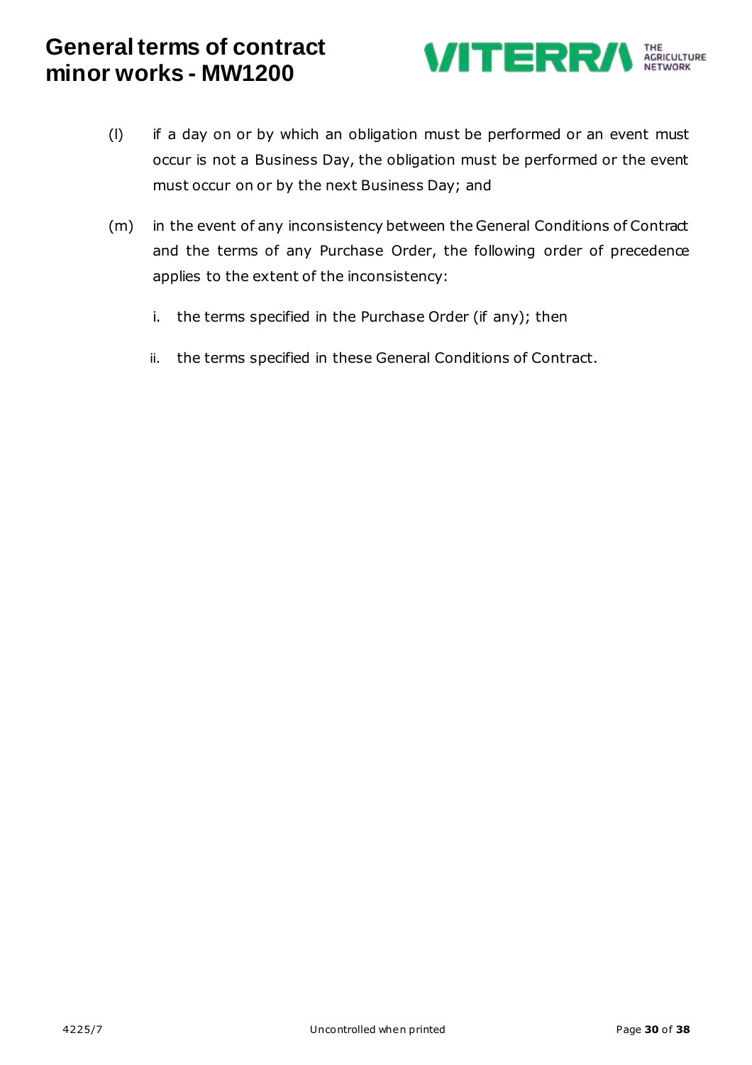(l) if a day on or by which an obligation must be performed or an event must occur is not a Business Day, the obligation must be performed or the event must occur on or by the next Business Day; and

(m) in the event of any inconsistency between the General Conditions of Contract and the terms of any Purchase Order, the following order of precedence applies to the extent of the inconsistency:

   i. the terms specified in the Purchase Order (if any); then

   ii. the terms specified in these General Conditions of Contract.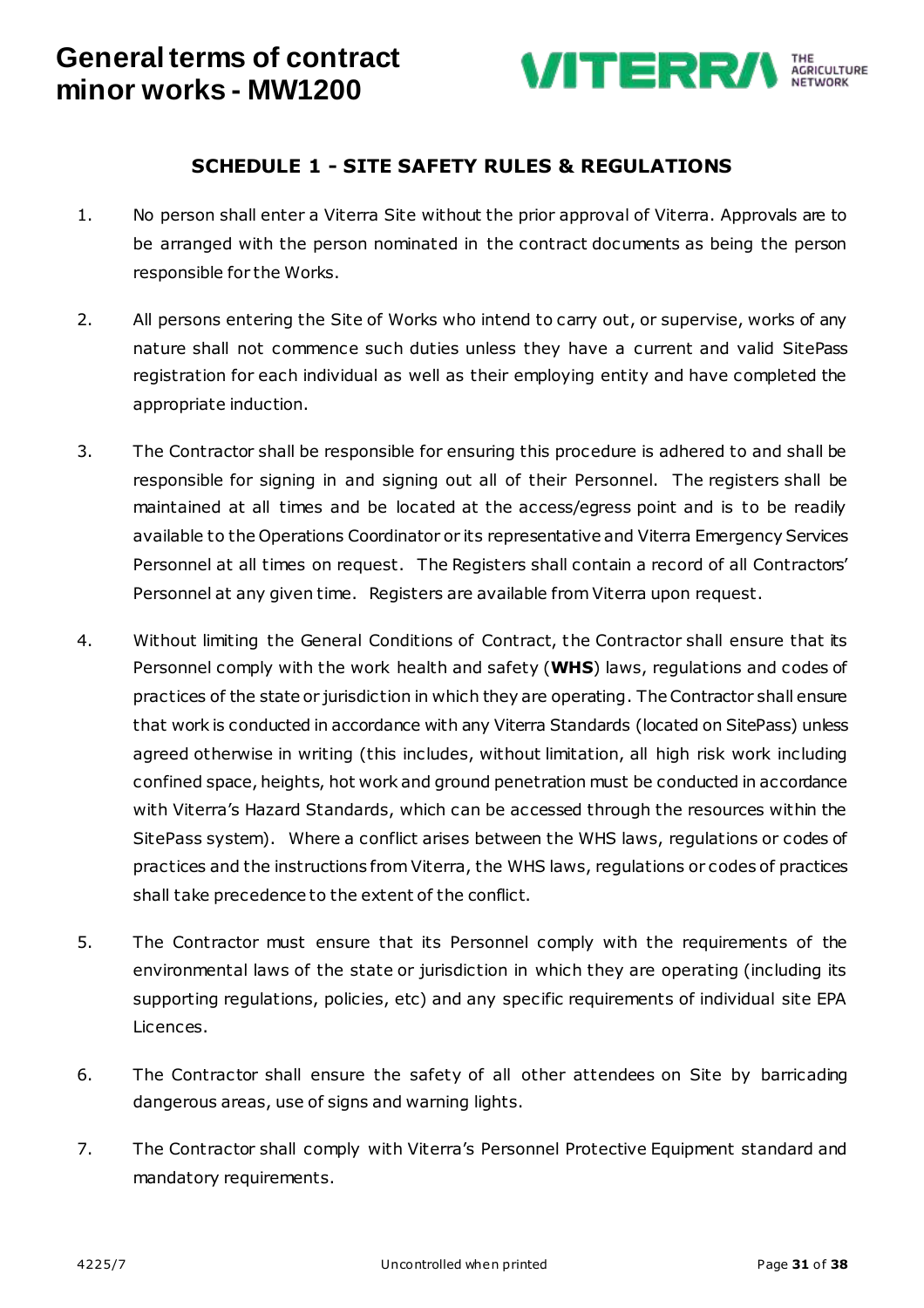## SCHEDULE 1 - SITE SAFETY RULES & REGULATIONS

1. No person shall enter a Viterra Site without the prior approval of Viterra. Approvals are to be arranged with the person nominated in the contract documents as being the person responsible for the Works.

2. All persons entering the Site of Works who intend to carry out, or supervise, works of any nature shall not commence such duties unless they have a current and valid SitePass registration for each individual as well as their employing entity and have completed the appropriate induction.

3. The Contractor shall be responsible for ensuring this procedure is adhered to and shall be responsible for signing in and signing out all of their Personnel. The registers shall be maintained at all times and be located at the access/egress point and is to be readily available to the Operations Coordinator or its representative and Viterra Emergency Services Personnel at all times on request. The Registers shall contain a record of all Contractors' Personnel at any given time. Registers are available from Viterra upon request.

4. Without limiting the General Conditions of Contract, the Contractor shall ensure that its Personnel comply with the work health and safety (**WHS**) laws, regulations and codes of practices of the state or jurisdiction in which they are operating. The Contractor shall ensure that work is conducted in accordance with any Viterra Standards (located on SitePass) unless agreed otherwise in writing (this includes, without limitation, all high risk work including confined space, heights, hot work and ground penetration must be conducted in accordance with Viterra's Hazard Standards, which can be accessed through the resources within the SitePass system). Where a conflict arises between the WHS laws, regulations or codes of practices and the instructions from Viterra, the WHS laws, regulations or codes of practices shall take precedence to the extent of the conflict.

5. The Contractor must ensure that its Personnel comply with the requirements of the environmental laws of the state or jurisdiction in which they are operating (including its supporting regulations, policies, etc) and any specific requirements of individual site EPA Licences.

6. The Contractor shall ensure the safety of all other attendees on Site by barricading dangerous areas, use of signs and warning lights.

7. The Contractor shall comply with Viterra's Personnel Protective Equipment standard and mandatory requirements.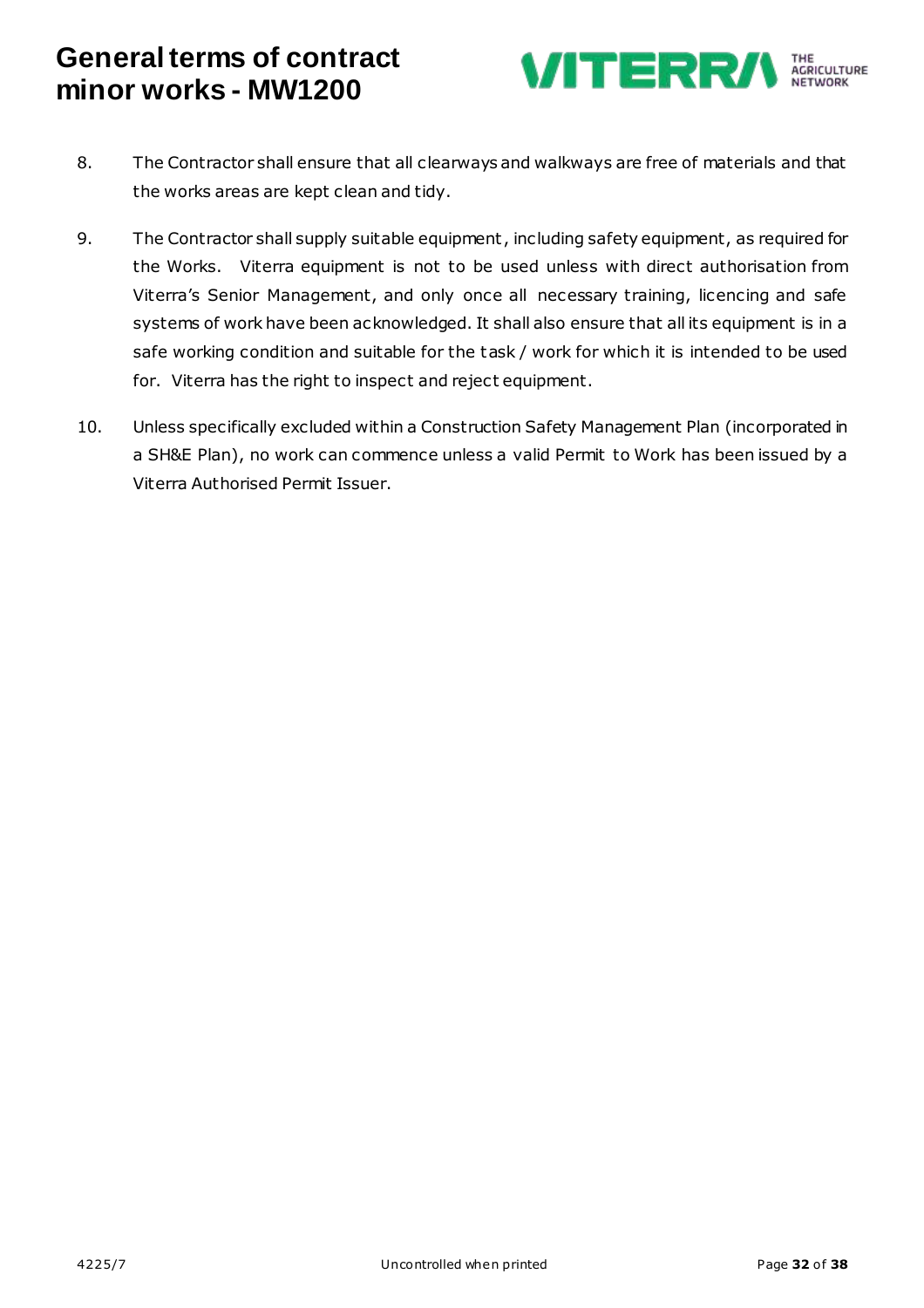8. The Contractor shall ensure that all clearways and walkways are free of materials and that the works areas are kept clean and tidy.

9. The Contractor shall supply suitable equipment, including safety equipment, as required for the Works. Viterra equipment is not to be used unless with direct authorisation from Viterra's Senior Management, and only once all necessary training, licencing and safe systems of work have been acknowledged. It shall also ensure that all its equipment is in a safe working condition and suitable for the task / work for which it is intended to be used for. Viterra has the right to inspect and reject equipment.

10. Unless specifically excluded within a Construction Safety Management Plan (incorporated in a SH&E Plan), no work can commence unless a valid Permit to Work has been issued by a Viterra Authorised Permit Issuer.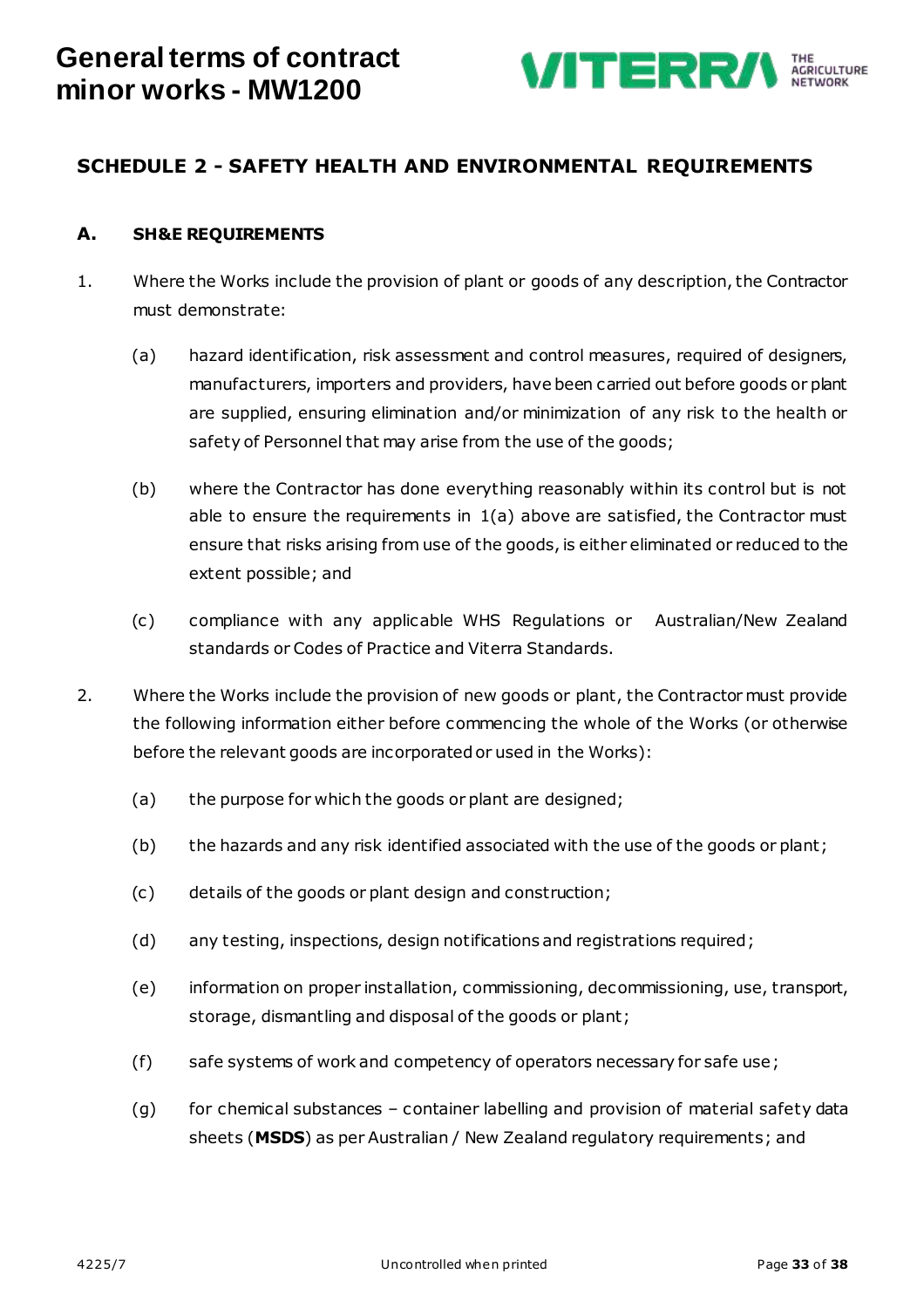## SCHEDULE 2 - SAFETY HEALTH AND ENVIRONMENTAL REQUIREMENTS

### A. SH&E REQUIREMENTS

1. Where the Works include the provision of plant or goods of any description, the Contractor must demonstrate:

   (a) hazard identification, risk assessment and control measures, required of designers, manufacturers, importers and providers, have been carried out before goods or plant are supplied, ensuring elimination and/or minimization of any risk to the health or safety of Personnel that may arise from the use of the goods;

   (b) where the Contractor has done everything reasonably within its control but is not able to ensure the requirements in 1(a) above are satisfied, the Contractor must ensure that risks arising from use of the goods, is either eliminated or reduced to the extent possible; and

   (c) compliance with any applicable WHS Regulations or Australian/New Zealand standards or Codes of Practice and Viterra Standards.

2. Where the Works include the provision of new goods or plant, the Contractor must provide the following information either before commencing the whole of the Works (or otherwise before the relevant goods are incorporated or used in the Works):

   (a) the purpose for which the goods or plant are designed;

   (b) the hazards and any risk identified associated with the use of the goods or plant;

   (c) details of the goods or plant design and construction;

   (d) any testing, inspections, design notifications and registrations required;

   (e) information on proper installation, commissioning, decommissioning, use, transport, storage, dismantling and disposal of the goods or plant;

   (f) safe systems of work and competency of operators necessary for safe use;

   (g) for chemical substances – container labelling and provision of material safety data sheets (**MSDS**) as per Australian / New Zealand regulatory requirements; and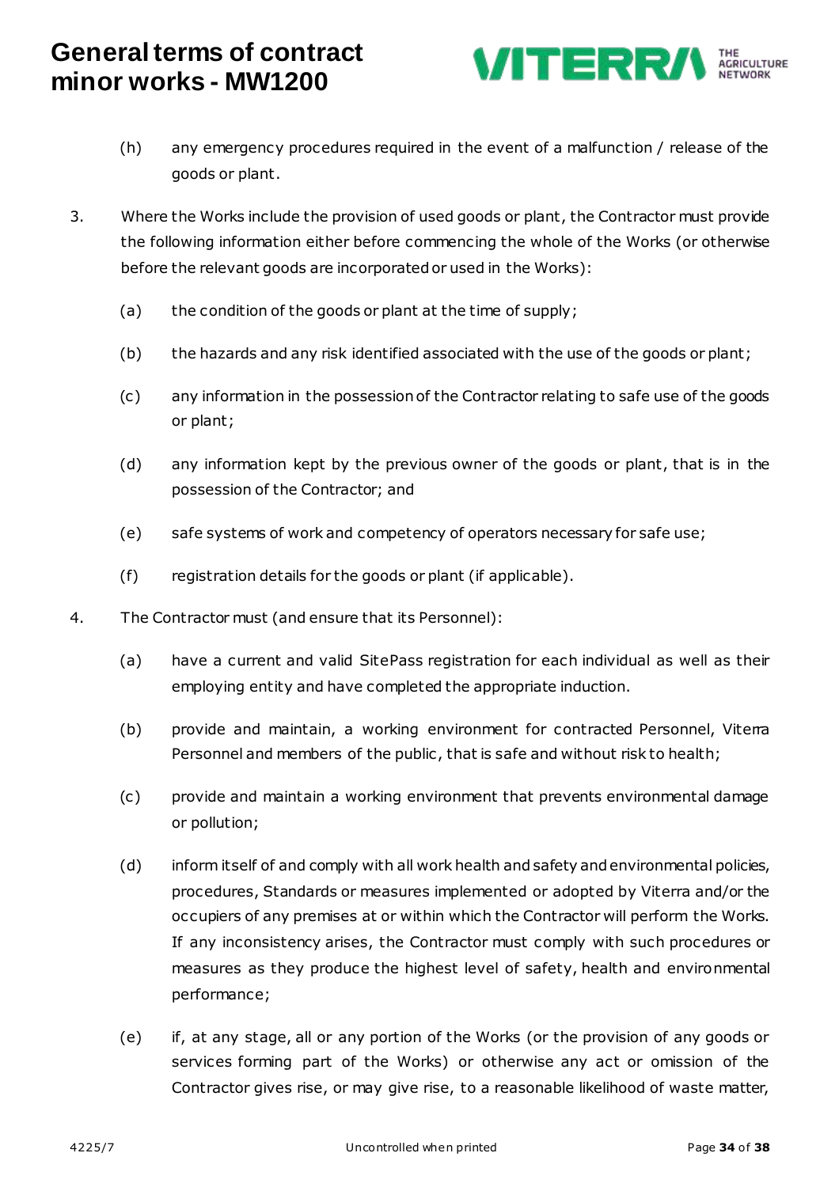(h) any emergency procedures required in the event of a malfunction / release of the goods or plant.

3. Where the Works include the provision of used goods or plant, the Contractor must provide the following information either before commencing the whole of the Works (or otherwise before the relevant goods are incorporated or used in the Works):

   (a) the condition of the goods or plant at the time of supply;

   (b) the hazards and any risk identified associated with the use of the goods or plant;

   (c) any information in the possession of the Contractor relating to safe use of the goods or plant;

   (d) any information kept by the previous owner of the goods or plant, that is in the possession of the Contractor; and

   (e) safe systems of work and competency of operators necessary for safe use;

   (f) registration details for the goods or plant (if applicable).

4. The Contractor must (and ensure that its Personnel):

   (a) have a current and valid SitePass registration for each individual as well as their employing entity and have completed the appropriate induction.

   (b) provide and maintain, a working environment for contracted Personnel, Viterra Personnel and members of the public, that is safe and without risk to health;

   (c) provide and maintain a working environment that prevents environmental damage or pollution;

   (d) inform itself of and comply with all work health and safety and environmental policies, procedures, Standards or measures implemented or adopted by Viterra and/or the occupiers of any premises at or within which the Contractor will perform the Works. If any inconsistency arises, the Contractor must comply with such procedures or measures as they produce the highest level of safety, health and environmental performance;

   (e) if, at any stage, all or any portion of the Works (or the provision of any goods or services forming part of the Works) or otherwise any act or omission of the Contractor gives rise, or may give rise, to a reasonable likelihood of waste matter,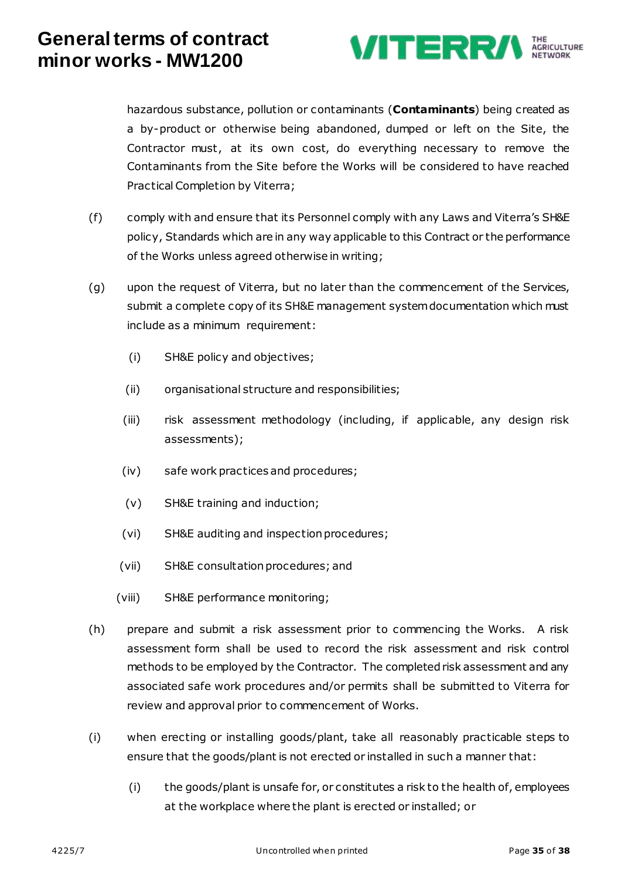hazardous substance, pollution or contaminants (**Contaminants**) being created as a by-product or otherwise being abandoned, dumped or left on the Site, the Contractor must, at its own cost, do everything necessary to remove the Contaminants from the Site before the Works will be considered to have reached Practical Completion by Viterra;

(f) comply with and ensure that its Personnel comply with any Laws and Viterra's SH&E policy, Standards which are in any way applicable to this Contract or the performance of the Works unless agreed otherwise in writing;

(g) upon the request of Viterra, but no later than the commencement of the Services, submit a complete copy of its SH&E management system documentation which must include as a minimum requirement:

   (i) SH&E policy and objectives;

   (ii) organisational structure and responsibilities;

   (iii) risk assessment methodology (including, if applicable, any design risk assessments);

   (iv) safe work practices and procedures;

   (v) SH&E training and induction;

   (vi) SH&E auditing and inspection procedures;

   (vii) SH&E consultation procedures; and

   (viii) SH&E performance monitoring;

(h) prepare and submit a risk assessment prior to commencing the Works. A risk assessment form shall be used to record the risk assessment and risk control methods to be employed by the Contractor. The completed risk assessment and any associated safe work procedures and/or permits shall be submitted to Viterra for review and approval prior to commencement of Works.

(i) when erecting or installing goods/plant, take all reasonably practicable steps to ensure that the goods/plant is not erected or installed in such a manner that:

   (i) the goods/plant is unsafe for, or constitutes a risk to the health of, employees at the workplace where the plant is erected or installed; or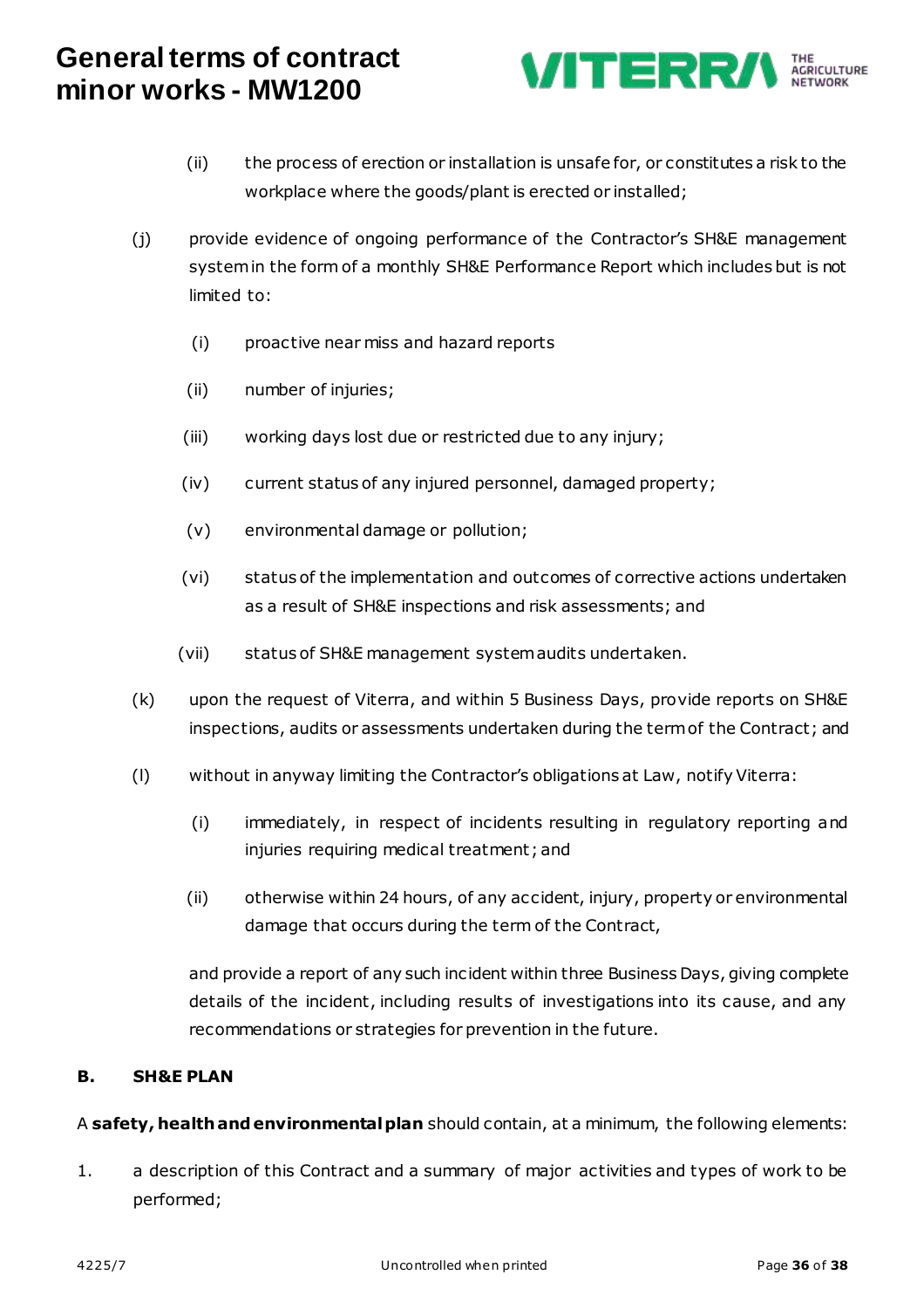(ii) the process of erection or installation is unsafe for, or constitutes a risk to the workplace where the goods/plant is erected or installed;

(j) provide evidence of ongoing performance of the Contractor's SH&E management system in the form of a monthly SH&E Performance Report which includes but is not limited to:

(i) proactive near miss and hazard reports

(ii) number of injuries;

(iii) working days lost due or restricted due to any injury;

(iv) current status of any injured personnel, damaged property;

(v) environmental damage or pollution;

(vi) status of the implementation and outcomes of corrective actions undertaken as a result of SH&E inspections and risk assessments; and

(vii) status of SH&E management system audits undertaken.

(k) upon the request of Viterra, and within 5 Business Days, provide reports on SH&E inspections, audits or assessments undertaken during the term of the Contract; and

(l) without in anyway limiting the Contractor's obligations at Law, notify Viterra:

(i) immediately, in respect of incidents resulting in regulatory reporting and injuries requiring medical treatment; and

(ii) otherwise within 24 hours, of any accident, injury, property or environmental damage that occurs during the term of the Contract,

and provide a report of any such incident within three Business Days, giving complete details of the incident, including results of investigations into its cause, and any recommendations or strategies for prevention in the future.

## B. SH&E PLAN

A **safety, health and environmental plan** should contain, at a minimum, the following elements:

1. a description of this Contract and a summary of major activities and types of work to be performed;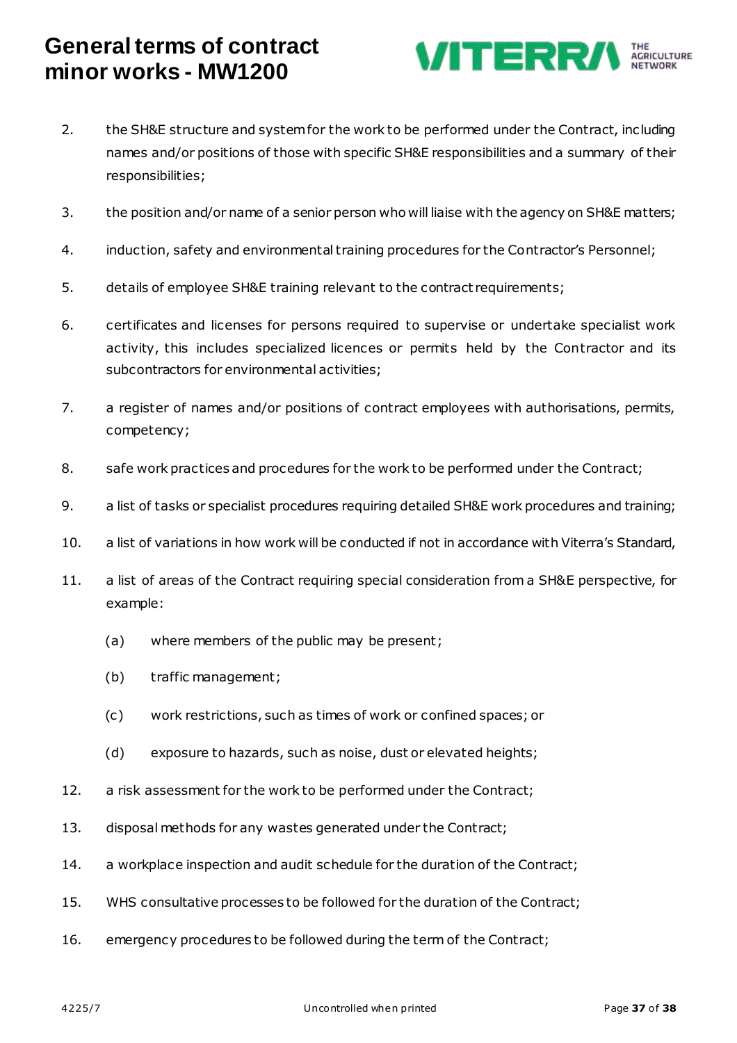2. the SH&E structure and system for the work to be performed under the Contract, including names and/or positions of those with specific SH&E responsibilities and a summary of their responsibilities;

3. the position and/or name of a senior person who will liaise with the agency on SH&E matters;

4. induction, safety and environmental training procedures for the Contractor's Personnel;

5. details of employee SH&E training relevant to the contract requirements;

6. certificates and licenses for persons required to supervise or undertake specialist work activity, this includes specialized licences or permits held by the Contractor and its subcontractors for environmental activities;

7. a register of names and/or positions of contract employees with authorisations, permits, competency;

8. safe work practices and procedures for the work to be performed under the Contract;

9. a list of tasks or specialist procedures requiring detailed SH&E work procedures and training;

10. a list of variations in how work will be conducted if not in accordance with Viterra's Standard,

11. a list of areas of the Contract requiring special consideration from a SH&E perspective, for example:

    (a) where members of the public may be present;

    (b) traffic management;

    (c) work restrictions, such as times of work or confined spaces; or

    (d) exposure to hazards, such as noise, dust or elevated heights;

12. a risk assessment for the work to be performed under the Contract;

13. disposal methods for any wastes generated under the Contract;

14. a workplace inspection and audit schedule for the duration of the Contract;

15. WHS consultative processes to be followed for the duration of the Contract;

16. emergency procedures to be followed during the term of the Contract;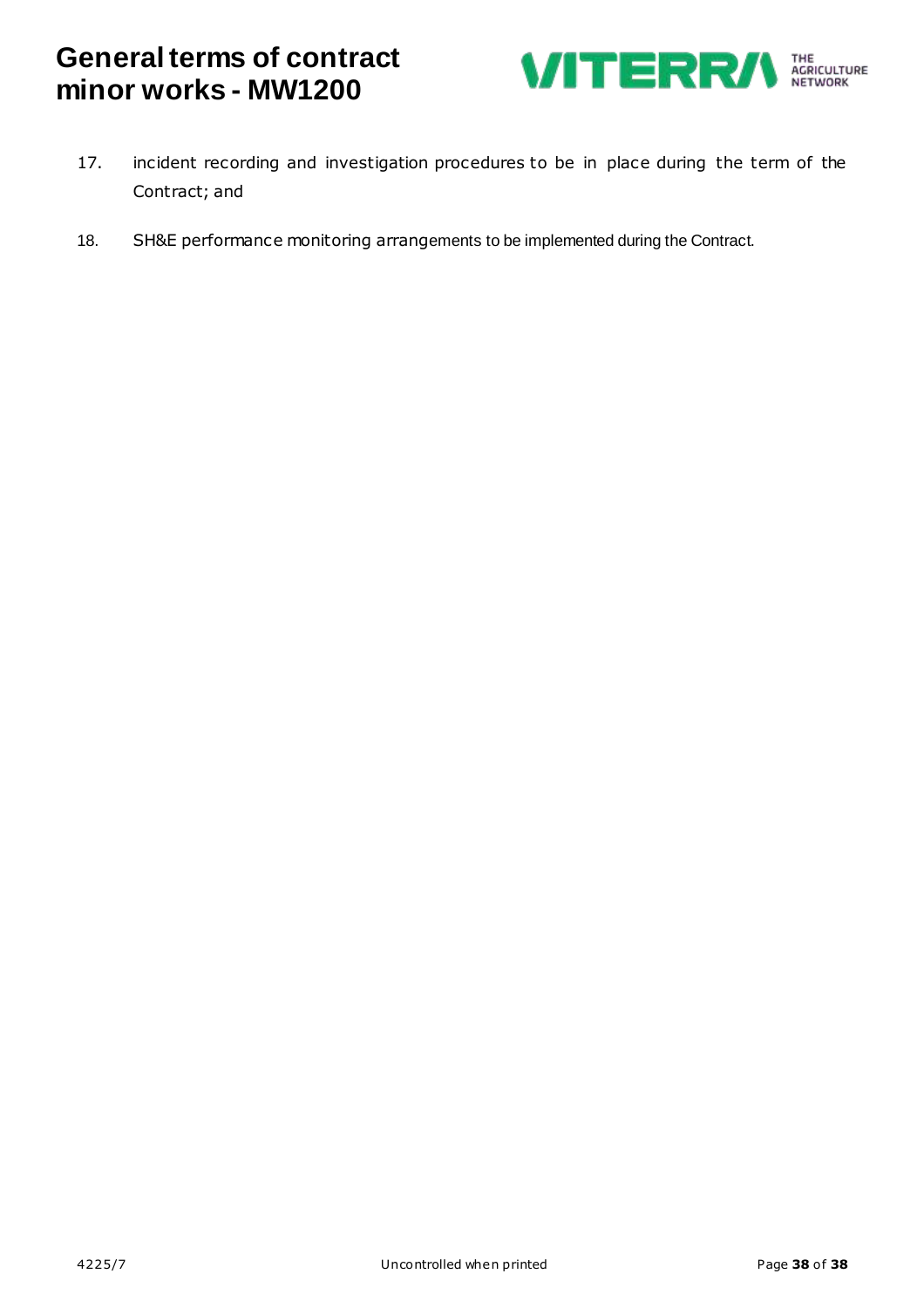17. incident recording and investigation procedures to be in place during the term of the Contract; and

18. SH&E performance monitoring arrangements to be implemented during the Contract.